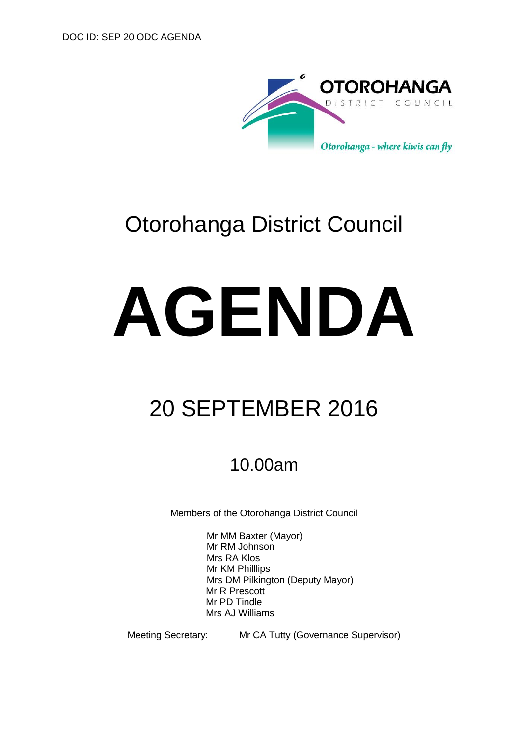DOC ID: SEP 20 ODC AGENDA

OTOROHANGA DISTRICT COUNCIL

*Otorohanga - where kiwis can fly*

# Otorohanga District Council

# AGENDA

## 20 SEPTEMBER 2016

### 10.00am

Members of the Otorohanga District Council

Mr MM Baxter (Mayor)
Mr RM Johnson
Mrs RA Klos
Mr KM Philllips
Mrs DM Pilkington (Deputy Mayor)
Mr R Prescott
Mr PD Tindle
Mrs AJ Williams

Meeting Secretary: Mr CA Tutty (Governance Supervisor)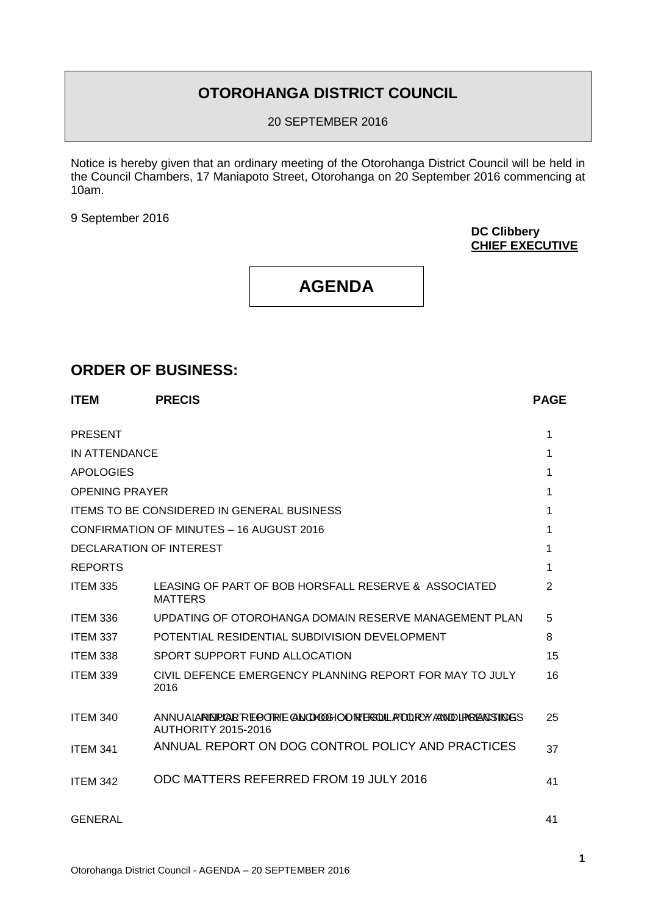# OTOROHANGA DISTRICT COUNCIL

20 SEPTEMBER 2016

Notice is hereby given that an ordinary meeting of the Otorohanga District Council will be held in the Council Chambers, 17 Maniapoto Street, Otorohanga on 20 September 2016 commencing at 10am.

9 September 2016

**DC Clibbery**
**CHIEF EXECUTIVE**

# AGENDA

## ORDER OF BUSINESS:

| ITEM | PRECIS | PAGE |
|---|---|---|
| PRESENT | | 1 |
| IN ATTENDANCE | | 1 |
| APOLOGIES | | 1 |
| OPENING PRAYER | | 1 |
| ITEMS TO BE CONSIDERED IN GENERAL BUSINESS | | 1 |
| CONFIRMATION OF MINUTES – 16 AUGUST 2016 | | 1 |
| DECLARATION OF INTEREST | | 1 |
| REPORTS | | 1 |
| ITEM 335 | LEASING OF PART OF BOB HORSFALL RESERVE & ASSOCIATED MATTERS | 2 |
| ITEM 336 | UPDATING OF OTOROHANGA DOMAIN RESERVE MANAGEMENT PLAN | 5 |
| ITEM 337 | POTENTIAL RESIDENTIAL SUBDIVISION DEVELOPMENT | 8 |
| ITEM 338 | SPORT SUPPORT FUND ALLOCATION | 15 |
| ITEM 339 | CIVIL DEFENCE EMERGENCY PLANNING REPORT FOR MAY TO JULY 2016 | 16 |
| ITEM 340 | ANNUAL REPORT OF THE DISTRICT LICENSING AUTHORITY 2015-2016 | 25 |
| ITEM 341 | ANNUAL REPORT ON DOG CONTROL POLICY AND PRACTICES | 37 |
| ITEM 342 | ODC MATTERS REFERRED FROM 19 JULY 2016 | 41 |
| GENERAL | | 41 |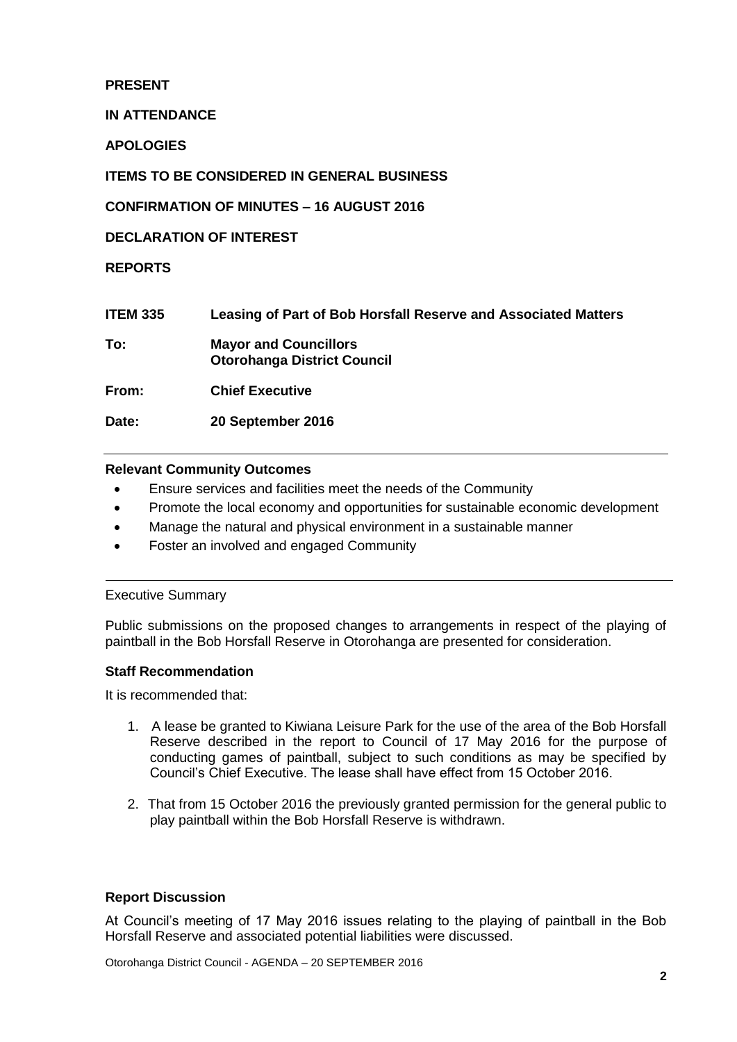**PRESENT**

**IN ATTENDANCE**

**APOLOGIES**

**ITEMS TO BE CONSIDERED IN GENERAL BUSINESS**

**CONFIRMATION OF MINUTES – 16 AUGUST 2016**

**DECLARATION OF INTEREST**

**REPORTS**

| | |
|---|---|
| **ITEM 335** | **Leasing of Part of Bob Horsfall Reserve and Associated Matters** |
| **To:** | **Mayor and Councillors**<br>**Otorohanga District Council** |
| **From:** | **Chief Executive** |
| **Date:** | **20 September 2016** |

---

**Relevant Community Outcomes**

- Ensure services and facilities meet the needs of the Community
- Promote the local economy and opportunities for sustainable economic development
- Manage the natural and physical environment in a sustainable manner
- Foster an involved and engaged Community

---

Executive Summary

Public submissions on the proposed changes to arrangements in respect of the playing of paintball in the Bob Horsfall Reserve in Otorohanga are presented for consideration.

**Staff Recommendation**

It is recommended that:

1. A lease be granted to Kiwiana Leisure Park for the use of the area of the Bob Horsfall Reserve described in the report to Council of 17 May 2016 for the purpose of conducting games of paintball, subject to such conditions as may be specified by Council's Chief Executive. The lease shall have effect from 15 October 2016.

2. That from 15 October 2016 the previously granted permission for the general public to play paintball within the Bob Horsfall Reserve is withdrawn.

**Report Discussion**

At Council's meeting of 17 May 2016 issues relating to the playing of paintball in the Bob Horsfall Reserve and associated potential liabilities were discussed.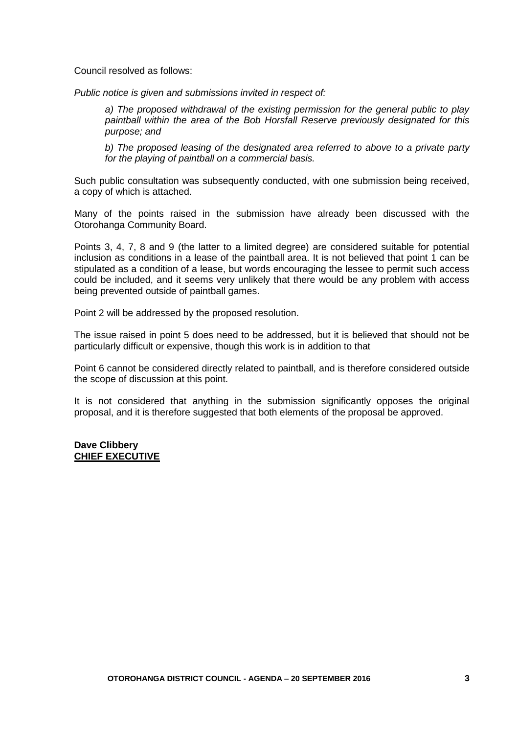Council resolved as follows:

*Public notice is given and submissions invited in respect of:*

> *a) The proposed withdrawal of the existing permission for the general public to play paintball within the area of the Bob Horsfall Reserve previously designated for this purpose; and*
>
> *b) The proposed leasing of the designated area referred to above to a private party for the playing of paintball on a commercial basis.*

Such public consultation was subsequently conducted, with one submission being received, a copy of which is attached.

Many of the points raised in the submission have already been discussed with the Otorohanga Community Board.

Points 3, 4, 7, 8 and 9 (the latter to a limited degree) are considered suitable for potential inclusion as conditions in a lease of the paintball area. It is not believed that point 1 can be stipulated as a condition of a lease, but words encouraging the lessee to permit such access could be included, and it seems very unlikely that there would be any problem with access being prevented outside of paintball games.

Point 2 will be addressed by the proposed resolution.

The issue raised in point 5 does need to be addressed, but it is believed that should not be particularly difficult or expensive, though this work is in addition to that

Point 6 cannot be considered directly related to paintball, and is therefore considered outside the scope of discussion at this point.

It is not considered that anything in the submission significantly opposes the original proposal, and it is therefore suggested that both elements of the proposal be approved.

**Dave Clibbery**
**CHIEF EXECUTIVE**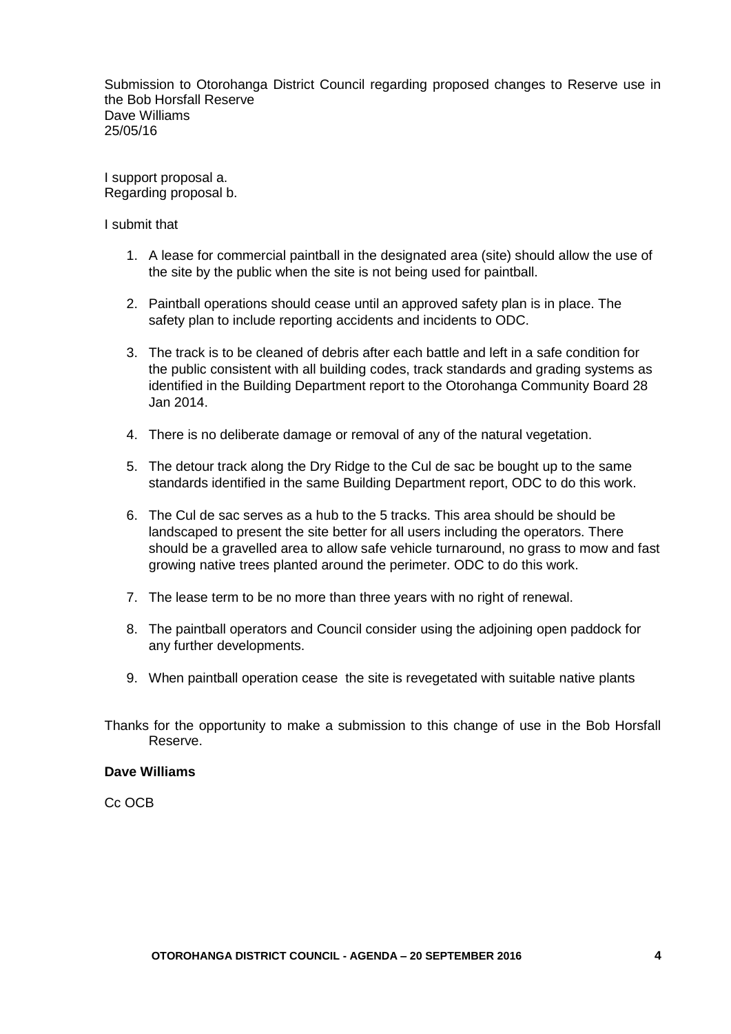Submission to Otorohanga District Council regarding proposed changes to Reserve use in the Bob Horsfall Reserve
Dave Williams
25/05/16

I support proposal a.
Regarding proposal b.

I submit that

1. A lease for commercial paintball in the designated area (site) should allow the use of the site by the public when the site is not being used for paintball.

2. Paintball operations should cease until an approved safety plan is in place. The safety plan to include reporting accidents and incidents to ODC.

3. The track is to be cleaned of debris after each battle and left in a safe condition for the public consistent with all building codes, track standards and grading systems as identified in the Building Department report to the Otorohanga Community Board 28 Jan 2014.

4. There is no deliberate damage or removal of any of the natural vegetation.

5. The detour track along the Dry Ridge to the Cul de sac be bought up to the same standards identified in the same Building Department report, ODC to do this work.

6. The Cul de sac serves as a hub to the 5 tracks. This area should be should be landscaped to present the site better for all users including the operators. There should be a gravelled area to allow safe vehicle turnaround, no grass to mow and fast growing native trees planted around the perimeter. ODC to do this work.

7. The lease term to be no more than three years with no right of renewal.

8. The paintball operators and Council consider using the adjoining open paddock for any further developments.

9. When paintball operation cease the site is revegetated with suitable native plants

Thanks for the opportunity to make a submission to this change of use in the Bob Horsfall Reserve.

**Dave Williams**

Cc OCB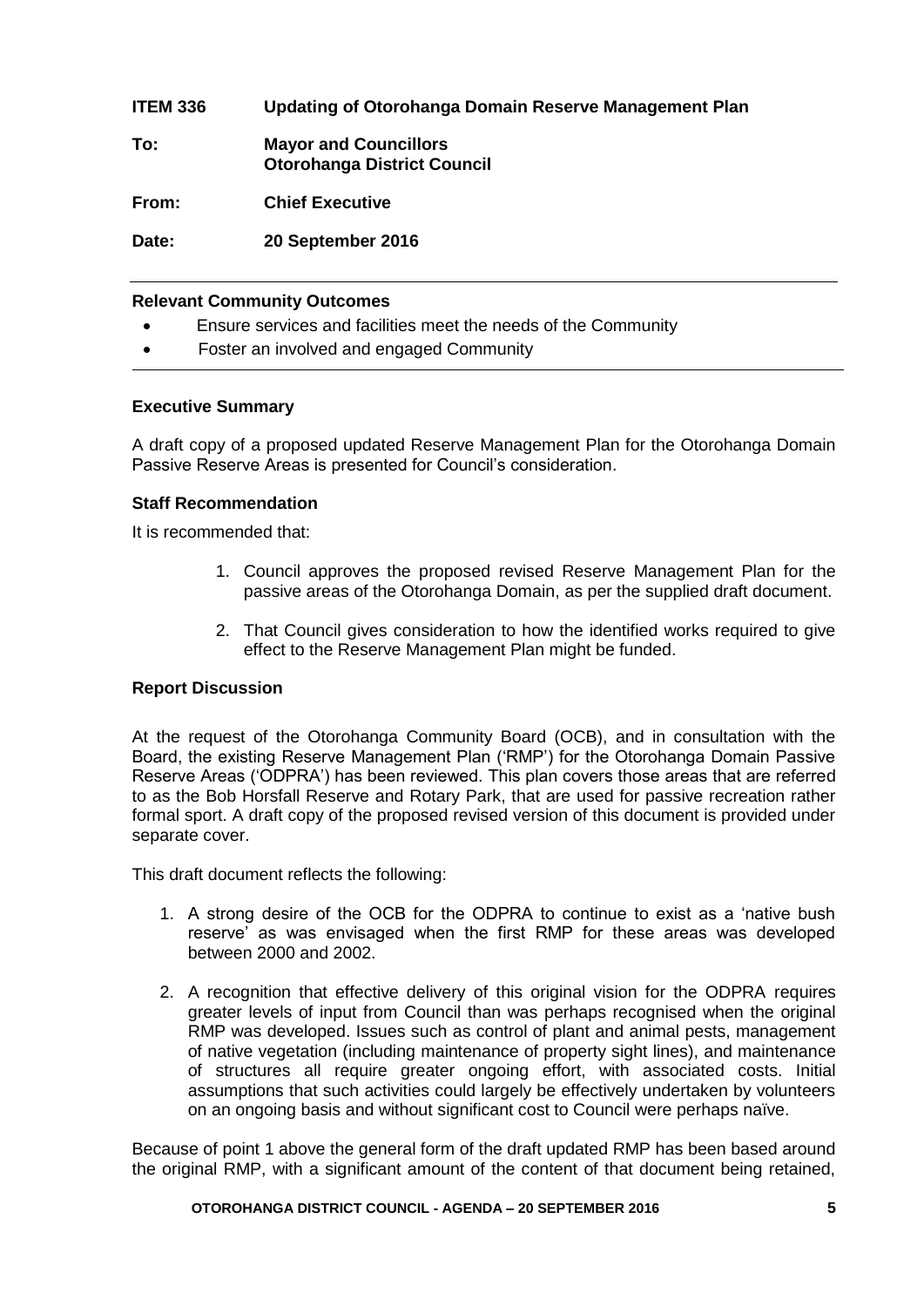| | |
|---|---|
| **ITEM 336** | **Updating of Otorohanga Domain Reserve Management Plan** |
| **To:** | **Mayor and Councillors**<br>**Otorohanga District Council** |
| **From:** | **Chief Executive** |
| **Date:** | **20 September 2016** |

---

**Relevant Community Outcomes**

- Ensure services and facilities meet the needs of the Community
- Foster an involved and engaged Community

---

**Executive Summary**

A draft copy of a proposed updated Reserve Management Plan for the Otorohanga Domain Passive Reserve Areas is presented for Council's consideration.

**Staff Recommendation**

It is recommended that:

1. Council approves the proposed revised Reserve Management Plan for the passive areas of the Otorohanga Domain, as per the supplied draft document.
2. That Council gives consideration to how the identified works required to give effect to the Reserve Management Plan might be funded.

**Report Discussion**

At the request of the Otorohanga Community Board (OCB), and in consultation with the Board, the existing Reserve Management Plan ('RMP') for the Otorohanga Domain Passive Reserve Areas ('ODPRA') has been reviewed. This plan covers those areas that are referred to as the Bob Horsfall Reserve and Rotary Park, that are used for passive recreation rather formal sport. A draft copy of the proposed revised version of this document is provided under separate cover.

This draft document reflects the following:

1. A strong desire of the OCB for the ODPRA to continue to exist as a 'native bush reserve' as was envisaged when the first RMP for these areas was developed between 2000 and 2002.
2. A recognition that effective delivery of this original vision for the ODPRA requires greater levels of input from Council than was perhaps recognised when the original RMP was developed. Issues such as control of plant and animal pests, management of native vegetation (including maintenance of property sight lines), and maintenance of structures all require greater ongoing effort, with associated costs. Initial assumptions that such activities could largely be effectively undertaken by volunteers on an ongoing basis and without significant cost to Council were perhaps naïve.

Because of point 1 above the general form of the draft updated RMP has been based around the original RMP, with a significant amount of the content of that document being retained,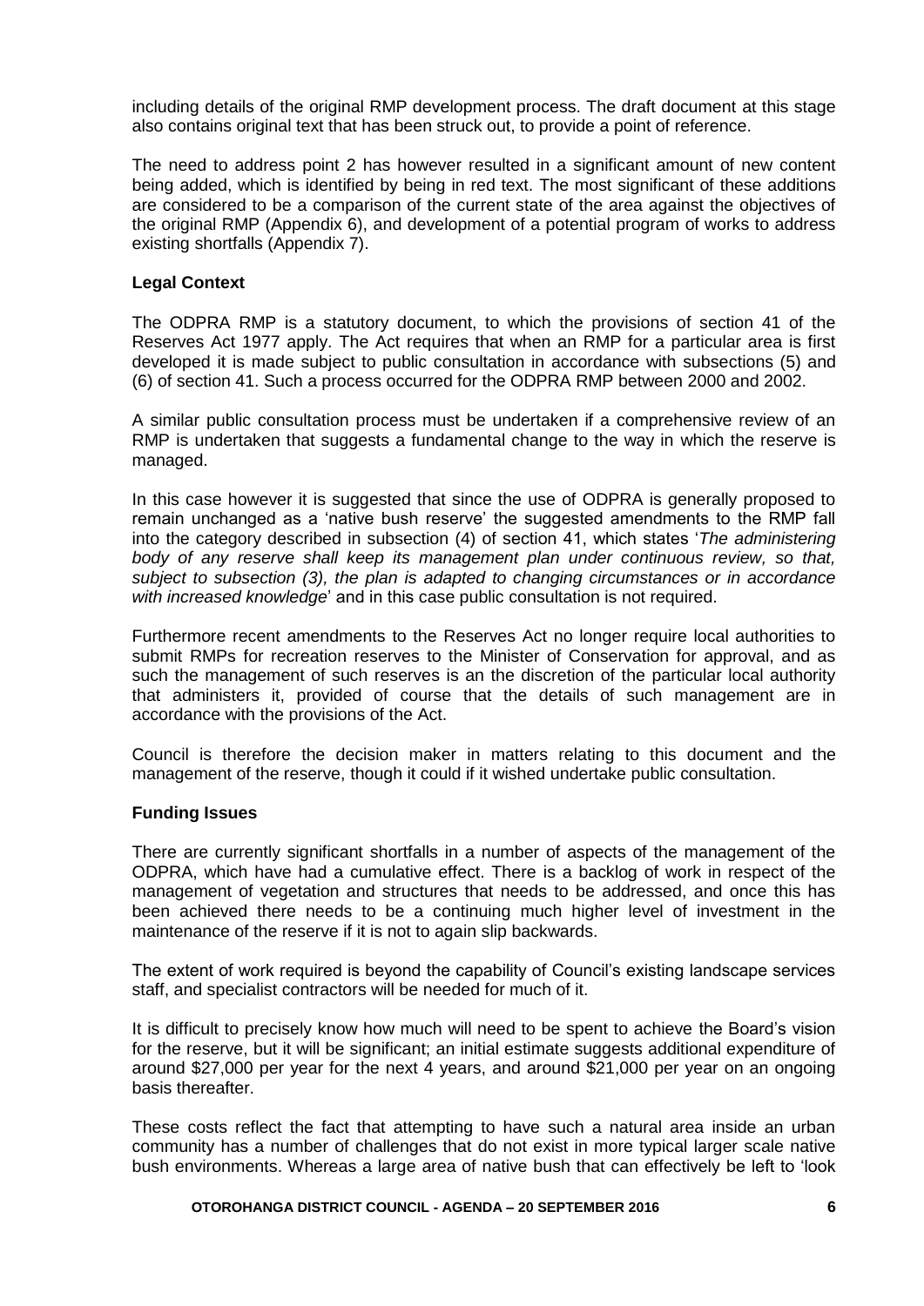including details of the original RMP development process. The draft document at this stage also contains original text that has been struck out, to provide a point of reference.

The need to address point 2 has however resulted in a significant amount of new content being added, which is identified by being in red text. The most significant of these additions are considered to be a comparison of the current state of the area against the objectives of the original RMP (Appendix 6), and development of a potential program of works to address existing shortfalls (Appendix 7).

**Legal Context**

The ODPRA RMP is a statutory document, to which the provisions of section 41 of the Reserves Act 1977 apply. The Act requires that when an RMP for a particular area is first developed it is made subject to public consultation in accordance with subsections (5) and (6) of section 41. Such a process occurred for the ODPRA RMP between 2000 and 2002.

A similar public consultation process must be undertaken if a comprehensive review of an RMP is undertaken that suggests a fundamental change to the way in which the reserve is managed.

In this case however it is suggested that since the use of ODPRA is generally proposed to remain unchanged as a 'native bush reserve' the suggested amendments to the RMP fall into the category described in subsection (4) of section 41, which states '*The administering body of any reserve shall keep its management plan under continuous review, so that, subject to subsection (3), the plan is adapted to changing circumstances or in accordance with increased knowledge*' and in this case public consultation is not required.

Furthermore recent amendments to the Reserves Act no longer require local authorities to submit RMPs for recreation reserves to the Minister of Conservation for approval, and as such the management of such reserves is an the discretion of the particular local authority that administers it, provided of course that the details of such management are in accordance with the provisions of the Act.

Council is therefore the decision maker in matters relating to this document and the management of the reserve, though it could if it wished undertake public consultation.

**Funding Issues**

There are currently significant shortfalls in a number of aspects of the management of the ODPRA, which have had a cumulative effect. There is a backlog of work in respect of the management of vegetation and structures that needs to be addressed, and once this has been achieved there needs to be a continuing much higher level of investment in the maintenance of the reserve if it is not to again slip backwards.

The extent of work required is beyond the capability of Council's existing landscape services staff, and specialist contractors will be needed for much of it.

It is difficult to precisely know how much will need to be spent to achieve the Board's vision for the reserve, but it will be significant; an initial estimate suggests additional expenditure of around $27,000 per year for the next 4 years, and around $21,000 per year on an ongoing basis thereafter.

These costs reflect the fact that attempting to have such a natural area inside an urban community has a number of challenges that do not exist in more typical larger scale native bush environments. Whereas a large area of native bush that can effectively be left to 'look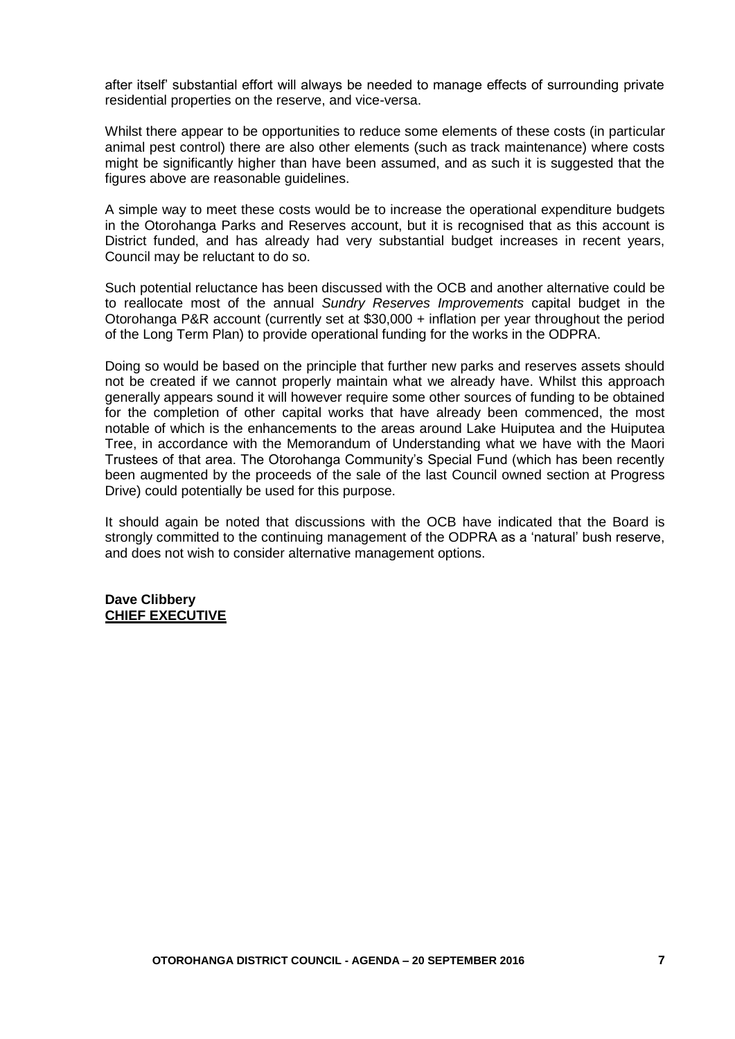after itself' substantial effort will always be needed to manage effects of surrounding private residential properties on the reserve, and vice-versa.

Whilst there appear to be opportunities to reduce some elements of these costs (in particular animal pest control) there are also other elements (such as track maintenance) where costs might be significantly higher than have been assumed, and as such it is suggested that the figures above are reasonable guidelines.

A simple way to meet these costs would be to increase the operational expenditure budgets in the Otorohanga Parks and Reserves account, but it is recognised that as this account is District funded, and has already had very substantial budget increases in recent years, Council may be reluctant to do so.

Such potential reluctance has been discussed with the OCB and another alternative could be to reallocate most of the annual *Sundry Reserves Improvements* capital budget in the Otorohanga P&R account (currently set at $30,000 + inflation per year throughout the period of the Long Term Plan) to provide operational funding for the works in the ODPRA.

Doing so would be based on the principle that further new parks and reserves assets should not be created if we cannot properly maintain what we already have. Whilst this approach generally appears sound it will however require some other sources of funding to be obtained for the completion of other capital works that have already been commenced, the most notable of which is the enhancements to the areas around Lake Huiputea and the Huiputea Tree, in accordance with the Memorandum of Understanding what we have with the Maori Trustees of that area. The Otorohanga Community's Special Fund (which has been recently been augmented by the proceeds of the sale of the last Council owned section at Progress Drive) could potentially be used for this purpose.

It should again be noted that discussions with the OCB have indicated that the Board is strongly committed to the continuing management of the ODPRA as a 'natural' bush reserve, and does not wish to consider alternative management options.

**Dave Clibbery**
**CHIEF EXECUTIVE**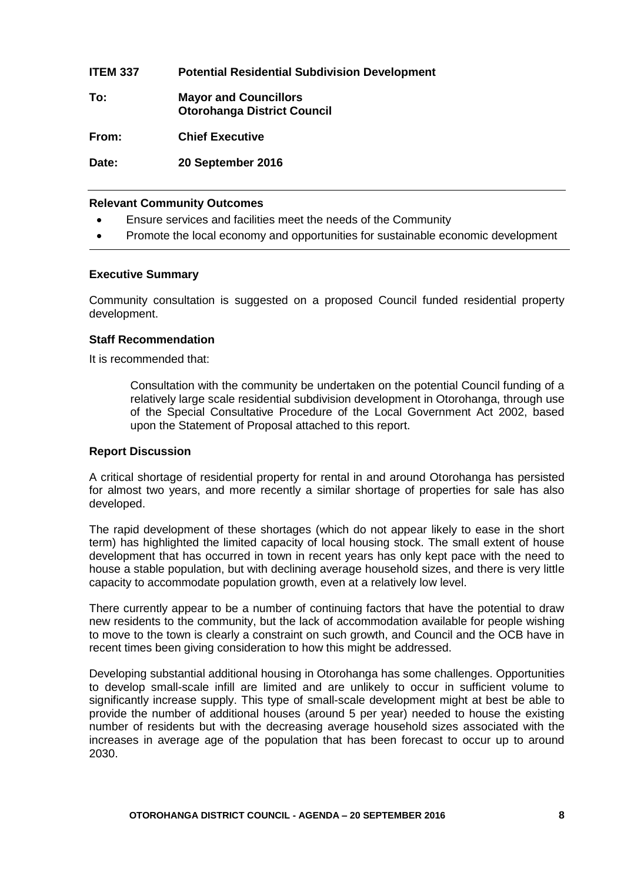**ITEM 337 Potential Residential Subdivision Development**

**To: Mayor and Councillors**
**Otorohanga District Council**

**From: Chief Executive**

**Date: 20 September 2016**

---

**Relevant Community Outcomes**

- Ensure services and facilities meet the needs of the Community
- Promote the local economy and opportunities for sustainable economic development

---

**Executive Summary**

Community consultation is suggested on a proposed Council funded residential property development.

**Staff Recommendation**

It is recommended that:

> Consultation with the community be undertaken on the potential Council funding of a relatively large scale residential subdivision development in Otorohanga, through use of the Special Consultative Procedure of the Local Government Act 2002, based upon the Statement of Proposal attached to this report.

**Report Discussion**

A critical shortage of residential property for rental in and around Otorohanga has persisted for almost two years, and more recently a similar shortage of properties for sale has also developed.

The rapid development of these shortages (which do not appear likely to ease in the short term) has highlighted the limited capacity of local housing stock. The small extent of house development that has occurred in town in recent years has only kept pace with the need to house a stable population, but with declining average household sizes, and there is very little capacity to accommodate population growth, even at a relatively low level.

There currently appear to be a number of continuing factors that have the potential to draw new residents to the community, but the lack of accommodation available for people wishing to move to the town is clearly a constraint on such growth, and Council and the OCB have in recent times been giving consideration to how this might be addressed.

Developing substantial additional housing in Otorohanga has some challenges. Opportunities to develop small-scale infill are limited and are unlikely to occur in sufficient volume to significantly increase supply. This type of small-scale development might at best be able to provide the number of additional houses (around 5 per year) needed to house the existing number of residents but with the decreasing average household sizes associated with the increases in average age of the population that has been forecast to occur up to around 2030.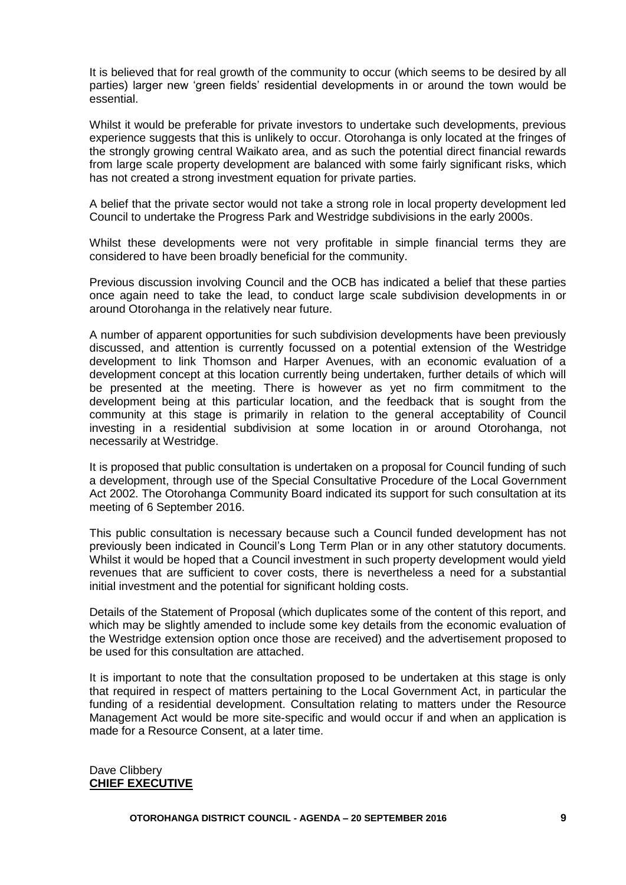It is believed that for real growth of the community to occur (which seems to be desired by all parties) larger new 'green fields' residential developments in or around the town would be essential.

Whilst it would be preferable for private investors to undertake such developments, previous experience suggests that this is unlikely to occur. Otorohanga is only located at the fringes of the strongly growing central Waikato area, and as such the potential direct financial rewards from large scale property development are balanced with some fairly significant risks, which has not created a strong investment equation for private parties.

A belief that the private sector would not take a strong role in local property development led Council to undertake the Progress Park and Westridge subdivisions in the early 2000s.

Whilst these developments were not very profitable in simple financial terms they are considered to have been broadly beneficial for the community.

Previous discussion involving Council and the OCB has indicated a belief that these parties once again need to take the lead, to conduct large scale subdivision developments in or around Otorohanga in the relatively near future.

A number of apparent opportunities for such subdivision developments have been previously discussed, and attention is currently focussed on a potential extension of the Westridge development to link Thomson and Harper Avenues, with an economic evaluation of a development concept at this location currently being undertaken, further details of which will be presented at the meeting. There is however as yet no firm commitment to the development being at this particular location, and the feedback that is sought from the community at this stage is primarily in relation to the general acceptability of Council investing in a residential subdivision at some location in or around Otorohanga, not necessarily at Westridge.

It is proposed that public consultation is undertaken on a proposal for Council funding of such a development, through use of the Special Consultative Procedure of the Local Government Act 2002. The Otorohanga Community Board indicated its support for such consultation at its meeting of 6 September 2016.

This public consultation is necessary because such a Council funded development has not previously been indicated in Council's Long Term Plan or in any other statutory documents. Whilst it would be hoped that a Council investment in such property development would yield revenues that are sufficient to cover costs, there is nevertheless a need for a substantial initial investment and the potential for significant holding costs.

Details of the Statement of Proposal (which duplicates some of the content of this report, and which may be slightly amended to include some key details from the economic evaluation of the Westridge extension option once those are received) and the advertisement proposed to be used for this consultation are attached.

It is important to note that the consultation proposed to be undertaken at this stage is only that required in respect of matters pertaining to the Local Government Act, in particular the funding of a residential development. Consultation relating to matters under the Resource Management Act would be more site-specific and would occur if and when an application is made for a Resource Consent, at a later time.

Dave Clibbery
**CHIEF EXECUTIVE**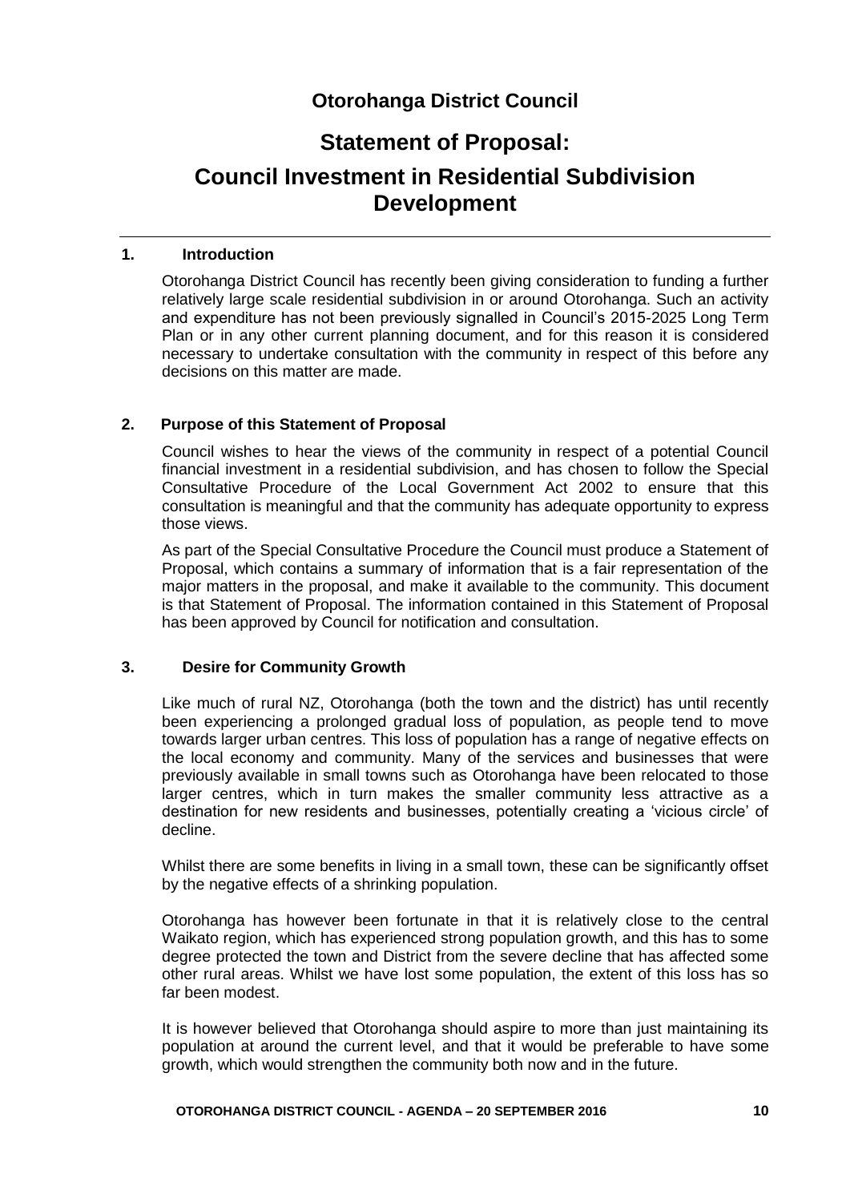# Otorohanga District Council

# Statement of Proposal: Council Investment in Residential Subdivision Development

## 1. Introduction

Otorohanga District Council has recently been giving consideration to funding a further relatively large scale residential subdivision in or around Otorohanga. Such an activity and expenditure has not been previously signalled in Council's 2015-2025 Long Term Plan or in any other current planning document, and for this reason it is considered necessary to undertake consultation with the community in respect of this before any decisions on this matter are made.

## 2. Purpose of this Statement of Proposal

Council wishes to hear the views of the community in respect of a potential Council financial investment in a residential subdivision, and has chosen to follow the Special Consultative Procedure of the Local Government Act 2002 to ensure that this consultation is meaningful and that the community has adequate opportunity to express those views.

As part of the Special Consultative Procedure the Council must produce a Statement of Proposal, which contains a summary of information that is a fair representation of the major matters in the proposal, and make it available to the community. This document is that Statement of Proposal. The information contained in this Statement of Proposal has been approved by Council for notification and consultation.

## 3. Desire for Community Growth

Like much of rural NZ, Otorohanga (both the town and the district) has until recently been experiencing a prolonged gradual loss of population, as people tend to move towards larger urban centres. This loss of population has a range of negative effects on the local economy and community. Many of the services and businesses that were previously available in small towns such as Otorohanga have been relocated to those larger centres, which in turn makes the smaller community less attractive as a destination for new residents and businesses, potentially creating a 'vicious circle' of decline.

Whilst there are some benefits in living in a small town, these can be significantly offset by the negative effects of a shrinking population.

Otorohanga has however been fortunate in that it is relatively close to the central Waikato region, which has experienced strong population growth, and this has to some degree protected the town and District from the severe decline that has affected some other rural areas. Whilst we have lost some population, the extent of this loss has so far been modest.

It is however believed that Otorohanga should aspire to more than just maintaining its population at around the current level, and that it would be preferable to have some growth, which would strengthen the community both now and in the future.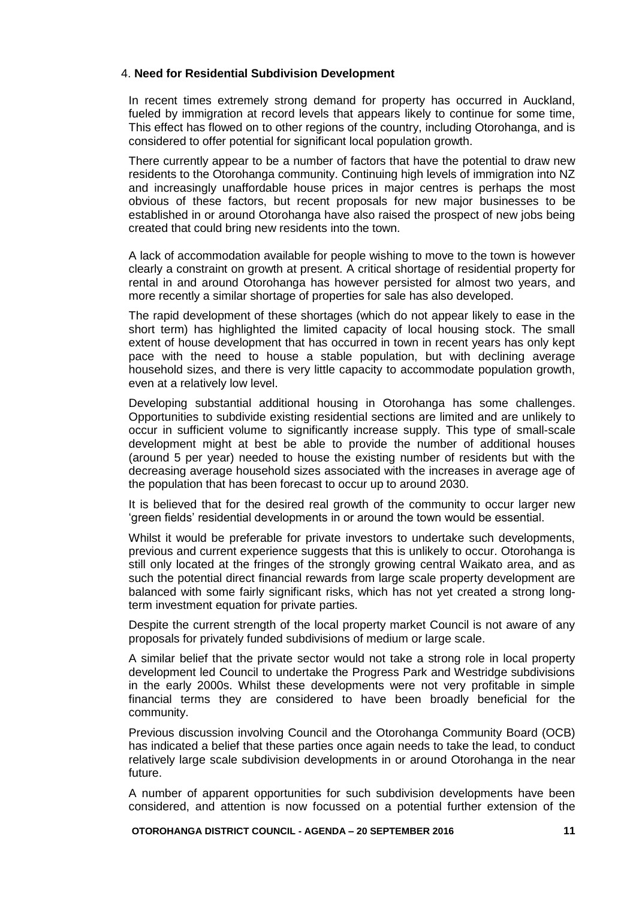## 4. **Need for Residential Subdivision Development**

In recent times extremely strong demand for property has occurred in Auckland, fueled by immigration at record levels that appears likely to continue for some time, This effect has flowed on to other regions of the country, including Otorohanga, and is considered to offer potential for significant local population growth.

There currently appear to be a number of factors that have the potential to draw new residents to the Otorohanga community. Continuing high levels of immigration into NZ and increasingly unaffordable house prices in major centres is perhaps the most obvious of these factors, but recent proposals for new major businesses to be established in or around Otorohanga have also raised the prospect of new jobs being created that could bring new residents into the town.

A lack of accommodation available for people wishing to move to the town is however clearly a constraint on growth at present. A critical shortage of residential property for rental in and around Otorohanga has however persisted for almost two years, and more recently a similar shortage of properties for sale has also developed.

The rapid development of these shortages (which do not appear likely to ease in the short term) has highlighted the limited capacity of local housing stock. The small extent of house development that has occurred in town in recent years has only kept pace with the need to house a stable population, but with declining average household sizes, and there is very little capacity to accommodate population growth, even at a relatively low level.

Developing substantial additional housing in Otorohanga has some challenges. Opportunities to subdivide existing residential sections are limited and are unlikely to occur in sufficient volume to significantly increase supply. This type of small-scale development might at best be able to provide the number of additional houses (around 5 per year) needed to house the existing number of residents but with the decreasing average household sizes associated with the increases in average age of the population that has been forecast to occur up to around 2030.

It is believed that for the desired real growth of the community to occur larger new 'green fields' residential developments in or around the town would be essential.

Whilst it would be preferable for private investors to undertake such developments, previous and current experience suggests that this is unlikely to occur. Otorohanga is still only located at the fringes of the strongly growing central Waikato area, and as such the potential direct financial rewards from large scale property development are balanced with some fairly significant risks, which has not yet created a strong long-term investment equation for private parties.

Despite the current strength of the local property market Council is not aware of any proposals for privately funded subdivisions of medium or large scale.

A similar belief that the private sector would not take a strong role in local property development led Council to undertake the Progress Park and Westridge subdivisions in the early 2000s. Whilst these developments were not very profitable in simple financial terms they are considered to have been broadly beneficial for the community.

Previous discussion involving Council and the Otorohanga Community Board (OCB) has indicated a belief that these parties once again needs to take the lead, to conduct relatively large scale subdivision developments in or around Otorohanga in the near future.

A number of apparent opportunities for such subdivision developments have been considered, and attention is now focussed on a potential further extension of the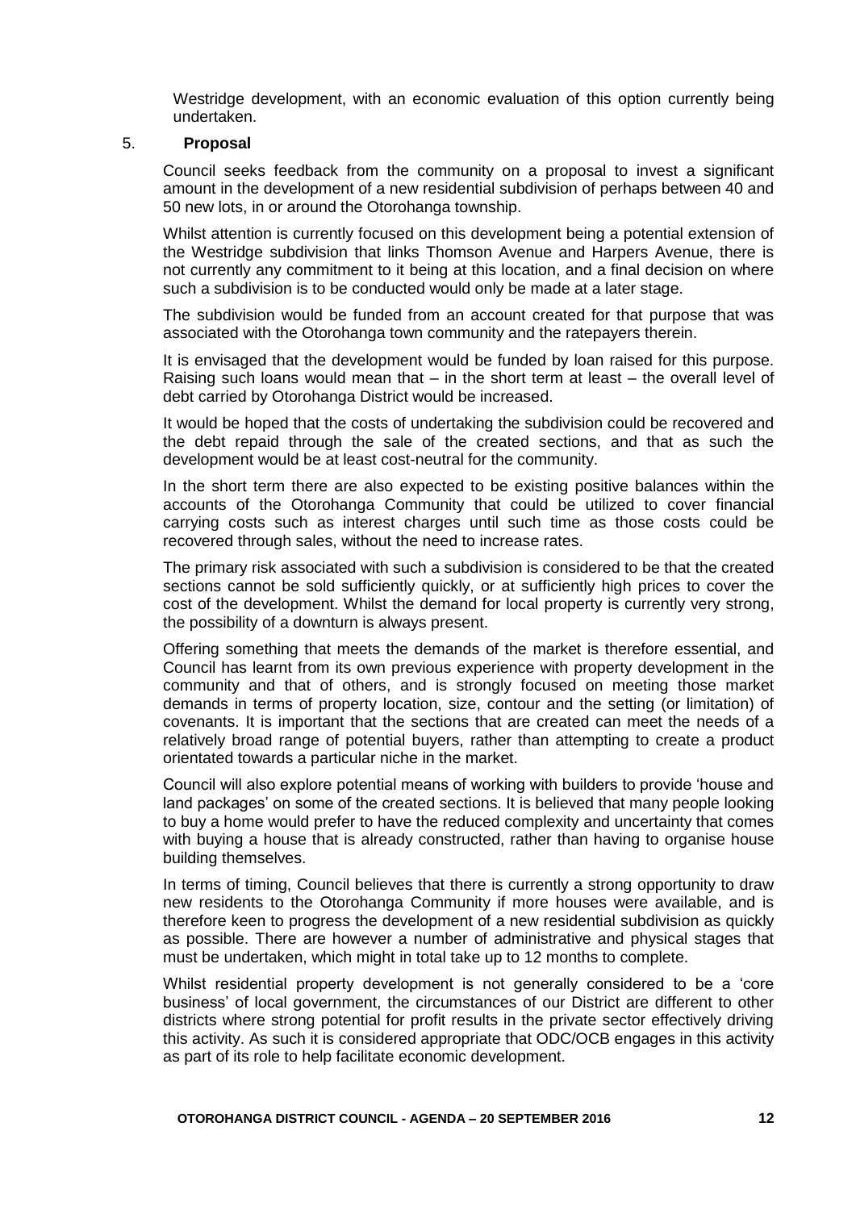Westridge development, with an economic evaluation of this option currently being undertaken.

## 5. Proposal

Council seeks feedback from the community on a proposal to invest a significant amount in the development of a new residential subdivision of perhaps between 40 and 50 new lots, in or around the Otorohanga township.

Whilst attention is currently focused on this development being a potential extension of the Westridge subdivision that links Thomson Avenue and Harpers Avenue, there is not currently any commitment to it being at this location, and a final decision on where such a subdivision is to be conducted would only be made at a later stage.

The subdivision would be funded from an account created for that purpose that was associated with the Otorohanga town community and the ratepayers therein.

It is envisaged that the development would be funded by loan raised for this purpose. Raising such loans would mean that – in the short term at least – the overall level of debt carried by Otorohanga District would be increased.

It would be hoped that the costs of undertaking the subdivision could be recovered and the debt repaid through the sale of the created sections, and that as such the development would be at least cost-neutral for the community.

In the short term there are also expected to be existing positive balances within the accounts of the Otorohanga Community that could be utilized to cover financial carrying costs such as interest charges until such time as those costs could be recovered through sales, without the need to increase rates.

The primary risk associated with such a subdivision is considered to be that the created sections cannot be sold sufficiently quickly, or at sufficiently high prices to cover the cost of the development. Whilst the demand for local property is currently very strong, the possibility of a downturn is always present.

Offering something that meets the demands of the market is therefore essential, and Council has learnt from its own previous experience with property development in the community and that of others, and is strongly focused on meeting those market demands in terms of property location, size, contour and the setting (or limitation) of covenants. It is important that the sections that are created can meet the needs of a relatively broad range of potential buyers, rather than attempting to create a product orientated towards a particular niche in the market.

Council will also explore potential means of working with builders to provide 'house and land packages' on some of the created sections. It is believed that many people looking to buy a home would prefer to have the reduced complexity and uncertainty that comes with buying a house that is already constructed, rather than having to organise house building themselves.

In terms of timing, Council believes that there is currently a strong opportunity to draw new residents to the Otorohanga Community if more houses were available, and is therefore keen to progress the development of a new residential subdivision as quickly as possible. There are however a number of administrative and physical stages that must be undertaken, which might in total take up to 12 months to complete.

Whilst residential property development is not generally considered to be a 'core business' of local government, the circumstances of our District are different to other districts where strong potential for profit results in the private sector effectively driving this activity. As such it is considered appropriate that ODC/OCB engages in this activity as part of its role to help facilitate economic development.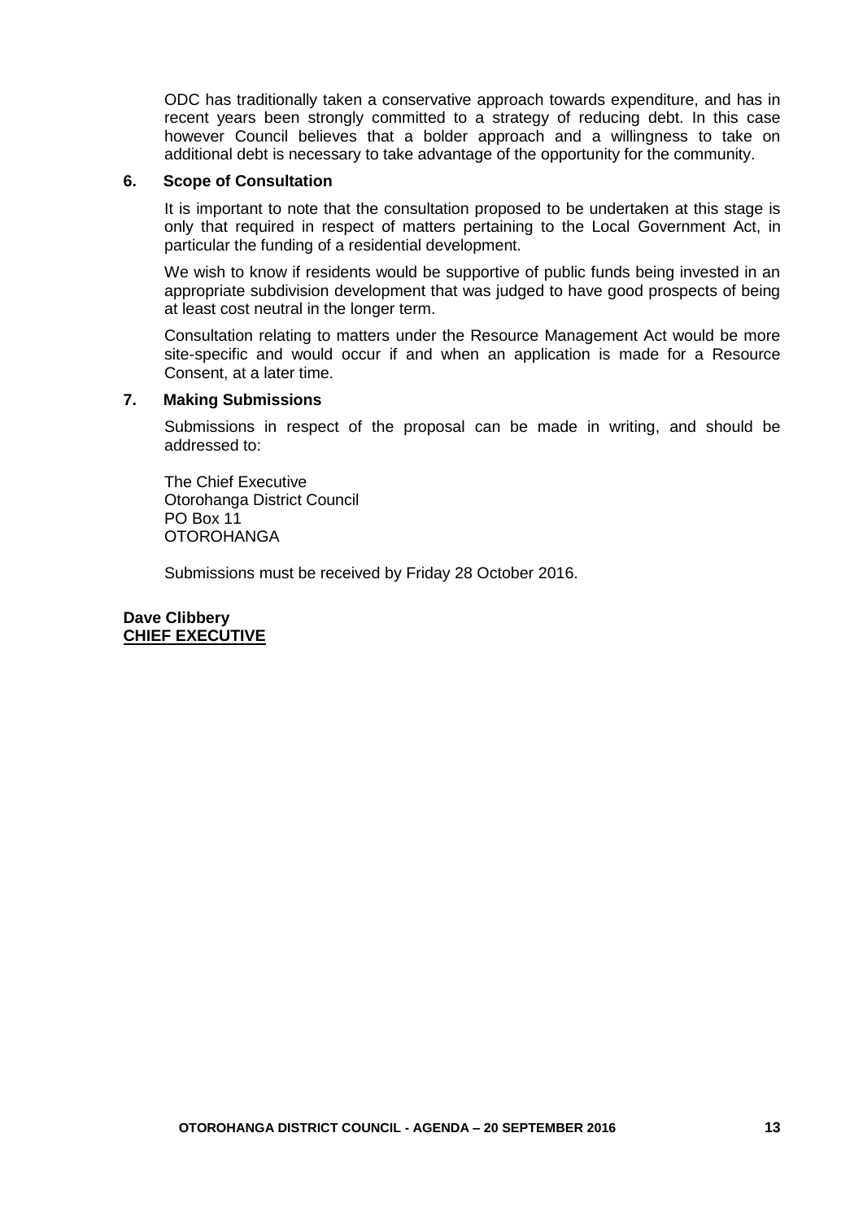ODC has traditionally taken a conservative approach towards expenditure, and has in recent years been strongly committed to a strategy of reducing debt. In this case however Council believes that a bolder approach and a willingness to take on additional debt is necessary to take advantage of the opportunity for the community.

## 6. Scope of Consultation

It is important to note that the consultation proposed to be undertaken at this stage is only that required in respect of matters pertaining to the Local Government Act, in particular the funding of a residential development.

We wish to know if residents would be supportive of public funds being invested in an appropriate subdivision development that was judged to have good prospects of being at least cost neutral in the longer term.

Consultation relating to matters under the Resource Management Act would be more site-specific and would occur if and when an application is made for a Resource Consent, at a later time.

## 7. Making Submissions

Submissions in respect of the proposal can be made in writing, and should be addressed to:

The Chief Executive
Otorohanga District Council
PO Box 11
OTOROHANGA

Submissions must be received by Friday 28 October 2016.

**Dave Clibbery**
**CHIEF EXECUTIVE**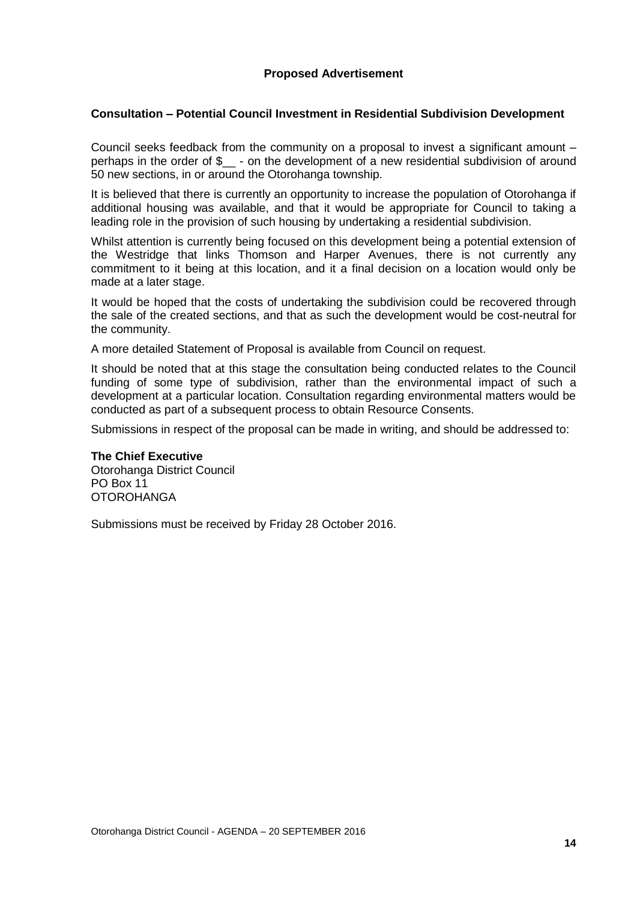**Proposed Advertisement**

**Consultation – Potential Council Investment in Residential Subdivision Development**

Council seeks feedback from the community on a proposal to invest a significant amount – perhaps in the order of $__ - on the development of a new residential subdivision of around 50 new sections, in or around the Otorohanga township.

It is believed that there is currently an opportunity to increase the population of Otorohanga if additional housing was available, and that it would be appropriate for Council to taking a leading role in the provision of such housing by undertaking a residential subdivision.

Whilst attention is currently being focused on this development being a potential extension of the Westridge that links Thomson and Harper Avenues, there is not currently any commitment to it being at this location, and it a final decision on a location would only be made at a later stage.

It would be hoped that the costs of undertaking the subdivision could be recovered through the sale of the created sections, and that as such the development would be cost-neutral for the community.

A more detailed Statement of Proposal is available from Council on request.

It should be noted that at this stage the consultation being conducted relates to the Council funding of some type of subdivision, rather than the environmental impact of such a development at a particular location. Consultation regarding environmental matters would be conducted as part of a subsequent process to obtain Resource Consents.

Submissions in respect of the proposal can be made in writing, and should be addressed to:

**The Chief Executive**
Otorohanga District Council
PO Box 11
OTOROHANGA

Submissions must be received by Friday 28 October 2016.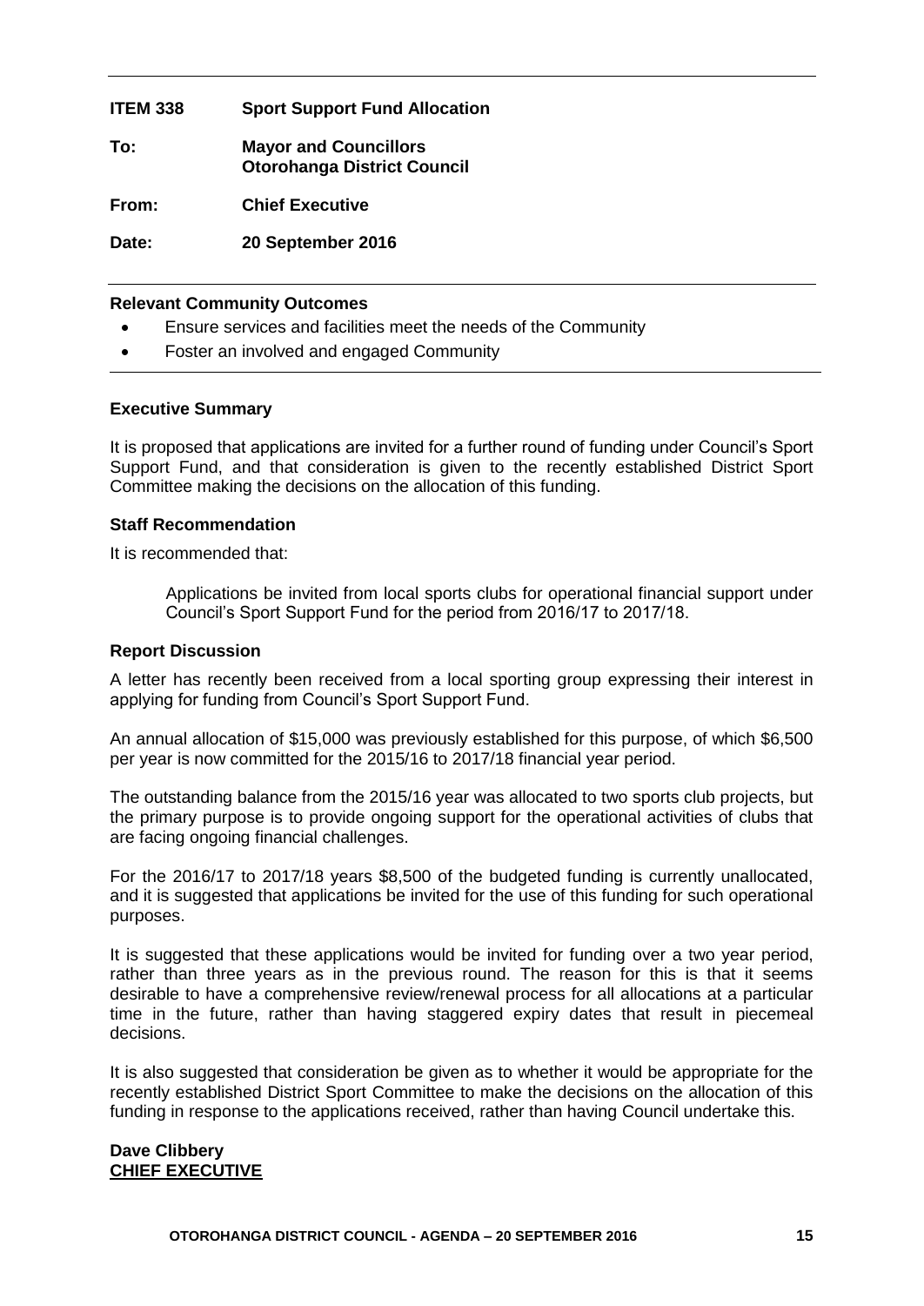**ITEM 338 Sport Support Fund Allocation**

**To: Mayor and Councillors**
**Otorohanga District Council**

**From: Chief Executive**

**Date: 20 September 2016**

**Relevant Community Outcomes**

- Ensure services and facilities meet the needs of the Community
- Foster an involved and engaged Community

**Executive Summary**

It is proposed that applications are invited for a further round of funding under Council's Sport Support Fund, and that consideration is given to the recently established District Sport Committee making the decisions on the allocation of this funding.

**Staff Recommendation**

It is recommended that:

> Applications be invited from local sports clubs for operational financial support under Council's Sport Support Fund for the period from 2016/17 to 2017/18.

**Report Discussion**

A letter has recently been received from a local sporting group expressing their interest in applying for funding from Council's Sport Support Fund.

An annual allocation of $15,000 was previously established for this purpose, of which $6,500 per year is now committed for the 2015/16 to 2017/18 financial year period.

The outstanding balance from the 2015/16 year was allocated to two sports club projects, but the primary purpose is to provide ongoing support for the operational activities of clubs that are facing ongoing financial challenges.

For the 2016/17 to 2017/18 years $8,500 of the budgeted funding is currently unallocated, and it is suggested that applications be invited for the use of this funding for such operational purposes.

It is suggested that these applications would be invited for funding over a two year period, rather than three years as in the previous round. The reason for this is that it seems desirable to have a comprehensive review/renewal process for all allocations at a particular time in the future, rather than having staggered expiry dates that result in piecemeal decisions.

It is also suggested that consideration be given as to whether it would be appropriate for the recently established District Sport Committee to make the decisions on the allocation of this funding in response to the applications received, rather than having Council undertake this.

**Dave Clibbery**
**CHIEF EXECUTIVE**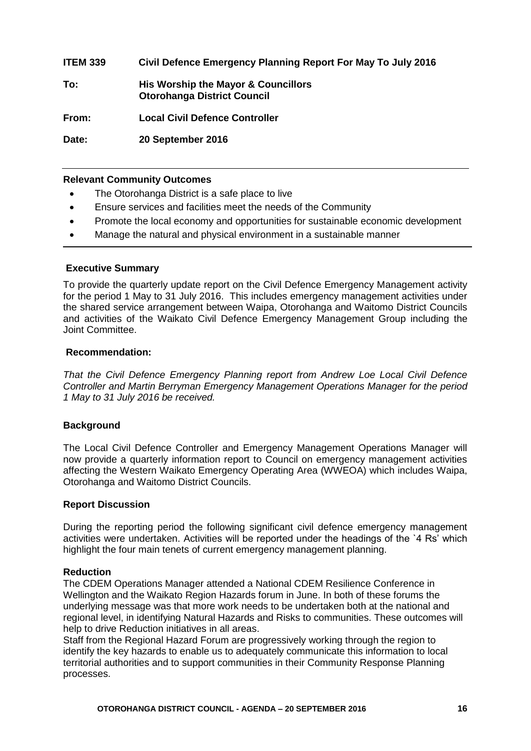**ITEM 339 Civil Defence Emergency Planning Report For May To July 2016**

**To: His Worship the Mayor & Councillors**
**Otorohanga District Council**

**From: Local Civil Defence Controller**

**Date: 20 September 2016**

---

**Relevant Community Outcomes**

- The Otorohanga District is a safe place to live
- Ensure services and facilities meet the needs of the Community
- Promote the local economy and opportunities for sustainable economic development
- Manage the natural and physical environment in a sustainable manner

---

**Executive Summary**

To provide the quarterly update report on the Civil Defence Emergency Management activity for the period 1 May to 31 July 2016. This includes emergency management activities under the shared service arrangement between Waipa, Otorohanga and Waitomo District Councils and activities of the Waikato Civil Defence Emergency Management Group including the Joint Committee.

**Recommendation:**

*That the Civil Defence Emergency Planning report from Andrew Loe Local Civil Defence Controller and Martin Berryman Emergency Management Operations Manager for the period 1 May to 31 July 2016 be received.*

**Background**

The Local Civil Defence Controller and Emergency Management Operations Manager will now provide a quarterly information report to Council on emergency management activities affecting the Western Waikato Emergency Operating Area (WWEOA) which includes Waipa, Otorohanga and Waitomo District Councils.

**Report Discussion**

During the reporting period the following significant civil defence emergency management activities were undertaken. Activities will be reported under the headings of the `4 Rs' which highlight the four main tenets of current emergency management planning.

**Reduction**

The CDEM Operations Manager attended a National CDEM Resilience Conference in Wellington and the Waikato Region Hazards forum in June. In both of these forums the underlying message was that more work needs to be undertaken both at the national and regional level, in identifying Natural Hazards and Risks to communities. These outcomes will help to drive Reduction initiatives in all areas.

Staff from the Regional Hazard Forum are progressively working through the region to identify the key hazards to enable us to adequately communicate this information to local territorial authorities and to support communities in their Community Response Planning processes.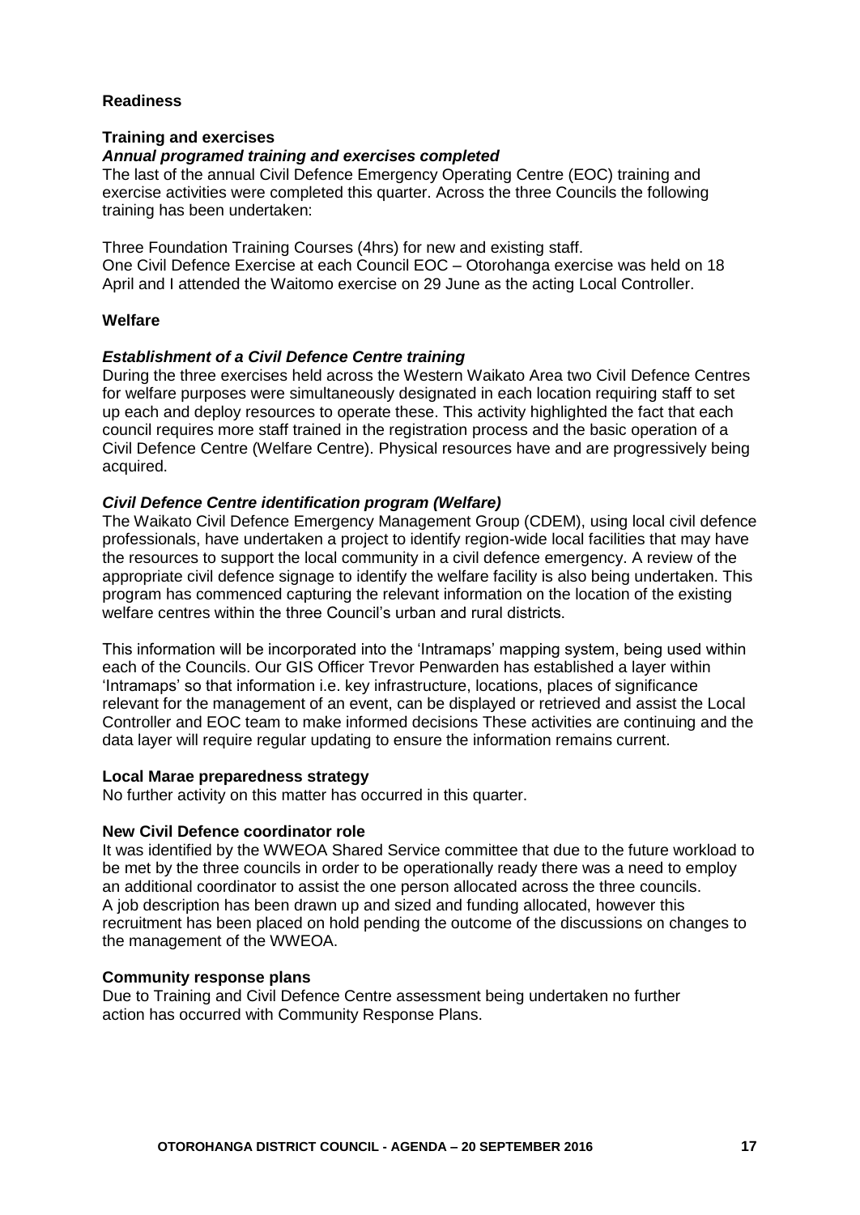## Readiness

### Training and exercises

#### *Annual programed training and exercises completed*

The last of the annual Civil Defence Emergency Operating Centre (EOC) training and exercise activities were completed this quarter. Across the three Councils the following training has been undertaken:

Three Foundation Training Courses (4hrs) for new and existing staff.
One Civil Defence Exercise at each Council EOC – Otorohanga exercise was held on 18 April and I attended the Waitomo exercise on 29 June as the acting Local Controller.

### Welfare

#### *Establishment of a Civil Defence Centre training*

During the three exercises held across the Western Waikato Area two Civil Defence Centres for welfare purposes were simultaneously designated in each location requiring staff to set up each and deploy resources to operate these. This activity highlighted the fact that each council requires more staff trained in the registration process and the basic operation of a Civil Defence Centre (Welfare Centre). Physical resources have and are progressively being acquired.

#### *Civil Defence Centre identification program (Welfare)*

The Waikato Civil Defence Emergency Management Group (CDEM), using local civil defence professionals, have undertaken a project to identify region-wide local facilities that may have the resources to support the local community in a civil defence emergency. A review of the appropriate civil defence signage to identify the welfare facility is also being undertaken. This program has commenced capturing the relevant information on the location of the existing welfare centres within the three Council's urban and rural districts.

This information will be incorporated into the 'Intramaps' mapping system, being used within each of the Councils. Our GIS Officer Trevor Penwarden has established a layer within 'Intramaps' so that information i.e. key infrastructure, locations, places of significance relevant for the management of an event, can be displayed or retrieved and assist the Local Controller and EOC team to make informed decisions These activities are continuing and the data layer will require regular updating to ensure the information remains current.

### Local Marae preparedness strategy

No further activity on this matter has occurred in this quarter.

### New Civil Defence coordinator role

It was identified by the WWEOA Shared Service committee that due to the future workload to be met by the three councils in order to be operationally ready there was a need to employ an additional coordinator to assist the one person allocated across the three councils.
A job description has been drawn up and sized and funding allocated, however this recruitment has been placed on hold pending the outcome of the discussions on changes to the management of the WWEOA.

### Community response plans

Due to Training and Civil Defence Centre assessment being undertaken no further action has occurred with Community Response Plans.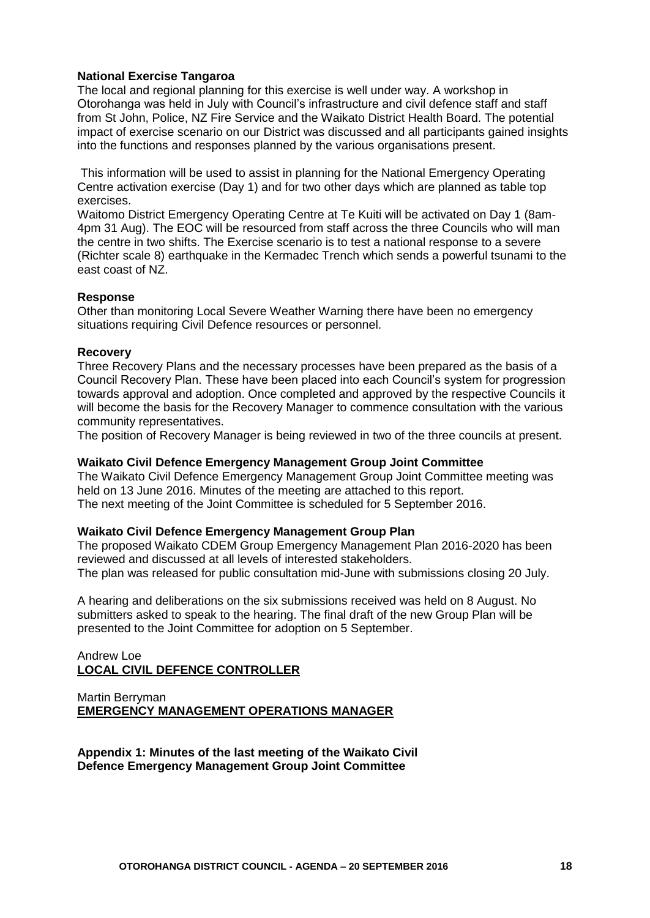**National Exercise Tangaroa**

The local and regional planning for this exercise is well under way. A workshop in Otorohanga was held in July with Council's infrastructure and civil defence staff and staff from St John, Police, NZ Fire Service and the Waikato District Health Board. The potential impact of exercise scenario on our District was discussed and all participants gained insights into the functions and responses planned by the various organisations present.

This information will be used to assist in planning for the National Emergency Operating Centre activation exercise (Day 1) and for two other days which are planned as table top exercises.

Waitomo District Emergency Operating Centre at Te Kuiti will be activated on Day 1 (8am-4pm 31 Aug). The EOC will be resourced from staff across the three Councils who will man the centre in two shifts. The Exercise scenario is to test a national response to a severe (Richter scale 8) earthquake in the Kermadec Trench which sends a powerful tsunami to the east coast of NZ.

**Response**

Other than monitoring Local Severe Weather Warning there have been no emergency situations requiring Civil Defence resources or personnel.

**Recovery**

Three Recovery Plans and the necessary processes have been prepared as the basis of a Council Recovery Plan. These have been placed into each Council's system for progression towards approval and adoption. Once completed and approved by the respective Councils it will become the basis for the Recovery Manager to commence consultation with the various community representatives.

The position of Recovery Manager is being reviewed in two of the three councils at present.

**Waikato Civil Defence Emergency Management Group Joint Committee**

The Waikato Civil Defence Emergency Management Group Joint Committee meeting was held on 13 June 2016. Minutes of the meeting are attached to this report.

The next meeting of the Joint Committee is scheduled for 5 September 2016.

**Waikato Civil Defence Emergency Management Group Plan**

The proposed Waikato CDEM Group Emergency Management Plan 2016-2020 has been reviewed and discussed at all levels of interested stakeholders.

The plan was released for public consultation mid-June with submissions closing 20 July.

A hearing and deliberations on the six submissions received was held on 8 August. No submitters asked to speak to the hearing. The final draft of the new Group Plan will be presented to the Joint Committee for adoption on 5 September.

Andrew Loe
**LOCAL CIVIL DEFENCE CONTROLLER**

Martin Berryman
**EMERGENCY MANAGEMENT OPERATIONS MANAGER**

**Appendix 1: Minutes of the last meeting of the Waikato Civil Defence Emergency Management Group Joint Committee**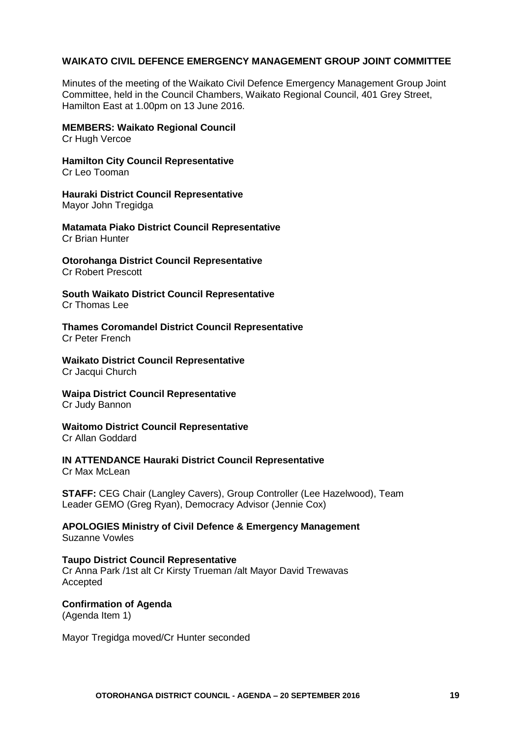**WAIKATO CIVIL DEFENCE EMERGENCY MANAGEMENT GROUP JOINT COMMITTEE**

Minutes of the meeting of the Waikato Civil Defence Emergency Management Group Joint Committee, held in the Council Chambers, Waikato Regional Council, 401 Grey Street, Hamilton East at 1.00pm on 13 June 2016.

**MEMBERS: Waikato Regional Council**
Cr Hugh Vercoe

**Hamilton City Council Representative**
Cr Leo Tooman

**Hauraki District Council Representative**
Mayor John Tregidga

**Matamata Piako District Council Representative**
Cr Brian Hunter

**Otorohanga District Council Representative**
Cr Robert Prescott

**South Waikato District Council Representative**
Cr Thomas Lee

**Thames Coromandel District Council Representative**
Cr Peter French

**Waikato District Council Representative**
Cr Jacqui Church

**Waipa District Council Representative**
Cr Judy Bannon

**Waitomo District Council Representative**
Cr Allan Goddard

**IN ATTENDANCE Hauraki District Council Representative**
Cr Max McLean

**STAFF:** CEG Chair (Langley Cavers), Group Controller (Lee Hazelwood), Team Leader GEMO (Greg Ryan), Democracy Advisor (Jennie Cox)

**APOLOGIES Ministry of Civil Defence & Emergency Management**
Suzanne Vowles

**Taupo District Council Representative**
Cr Anna Park /1st alt Cr Kirsty Trueman /alt Mayor David Trewavas
Accepted

**Confirmation of Agenda**
(Agenda Item 1)

Mayor Tregidga moved/Cr Hunter seconded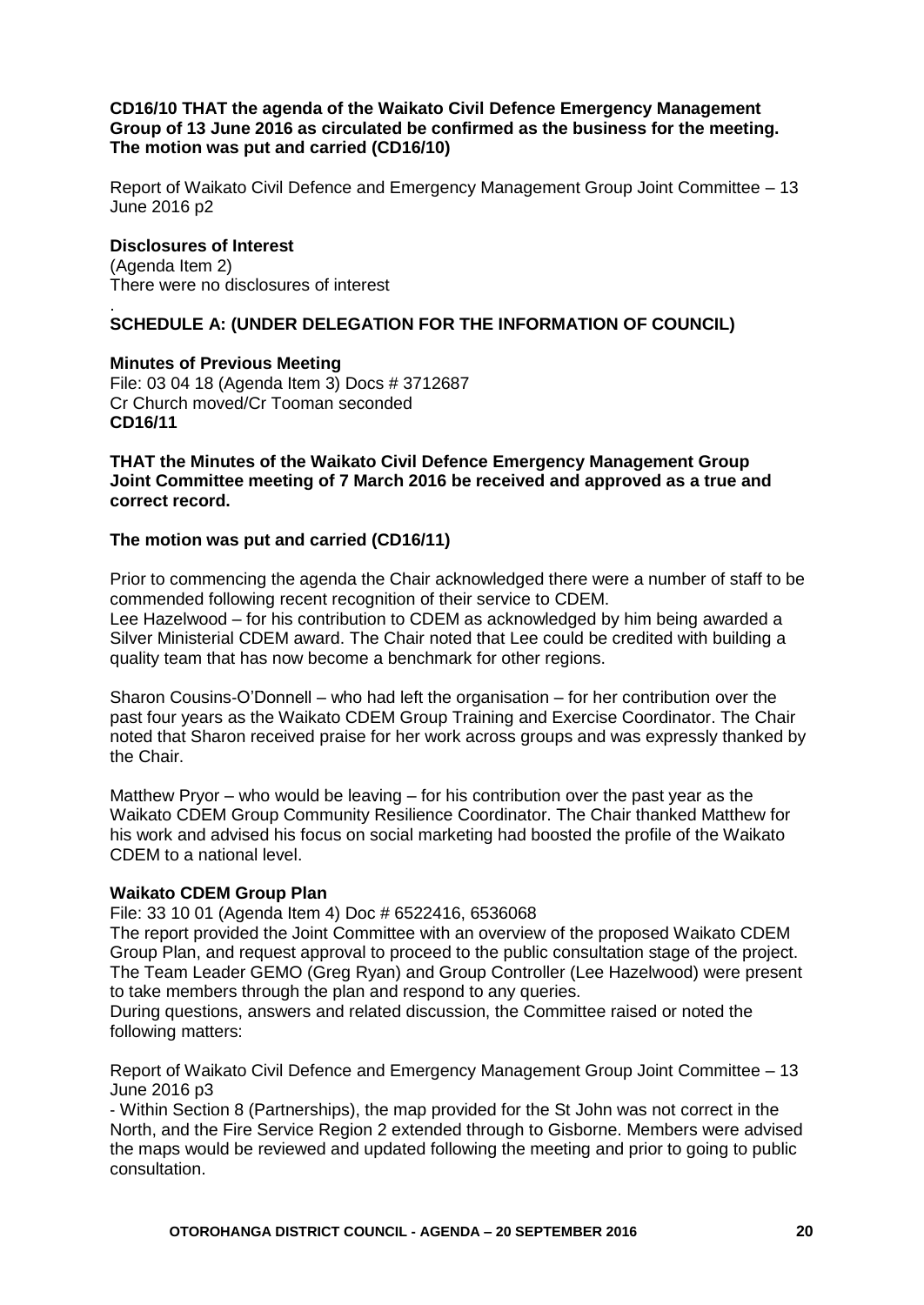**CD16/10 THAT the agenda of the Waikato Civil Defence Emergency Management Group of 13 June 2016 as circulated be confirmed as the business for the meeting. The motion was put and carried (CD16/10)**

Report of Waikato Civil Defence and Emergency Management Group Joint Committee – 13 June 2016 p2

**Disclosures of Interest**
(Agenda Item 2)
There were no disclosures of interest
.

**SCHEDULE A: (UNDER DELEGATION FOR THE INFORMATION OF COUNCIL)**

**Minutes of Previous Meeting**
File: 03 04 18 (Agenda Item 3) Docs # 3712687
Cr Church moved/Cr Tooman seconded
**CD16/11**

**THAT the Minutes of the Waikato Civil Defence Emergency Management Group Joint Committee meeting of 7 March 2016 be received and approved as a true and correct record.**

**The motion was put and carried (CD16/11)**

Prior to commencing the agenda the Chair acknowledged there were a number of staff to be commended following recent recognition of their service to CDEM.
Lee Hazelwood – for his contribution to CDEM as acknowledged by him being awarded a Silver Ministerial CDEM award. The Chair noted that Lee could be credited with building a quality team that has now become a benchmark for other regions.

Sharon Cousins-O'Donnell – who had left the organisation – for her contribution over the past four years as the Waikato CDEM Group Training and Exercise Coordinator. The Chair noted that Sharon received praise for her work across groups and was expressly thanked by the Chair.

Matthew Pryor – who would be leaving – for his contribution over the past year as the Waikato CDEM Group Community Resilience Coordinator. The Chair thanked Matthew for his work and advised his focus on social marketing had boosted the profile of the Waikato CDEM to a national level.

**Waikato CDEM Group Plan**
File: 33 10 01 (Agenda Item 4) Doc # 6522416, 6536068
The report provided the Joint Committee with an overview of the proposed Waikato CDEM Group Plan, and request approval to proceed to the public consultation stage of the project. The Team Leader GEMO (Greg Ryan) and Group Controller (Lee Hazelwood) were present to take members through the plan and respond to any queries.
During questions, answers and related discussion, the Committee raised or noted the following matters:

Report of Waikato Civil Defence and Emergency Management Group Joint Committee – 13 June 2016 p3

- Within Section 8 (Partnerships), the map provided for the St John was not correct in the North, and the Fire Service Region 2 extended through to Gisborne. Members were advised the maps would be reviewed and updated following the meeting and prior to going to public consultation.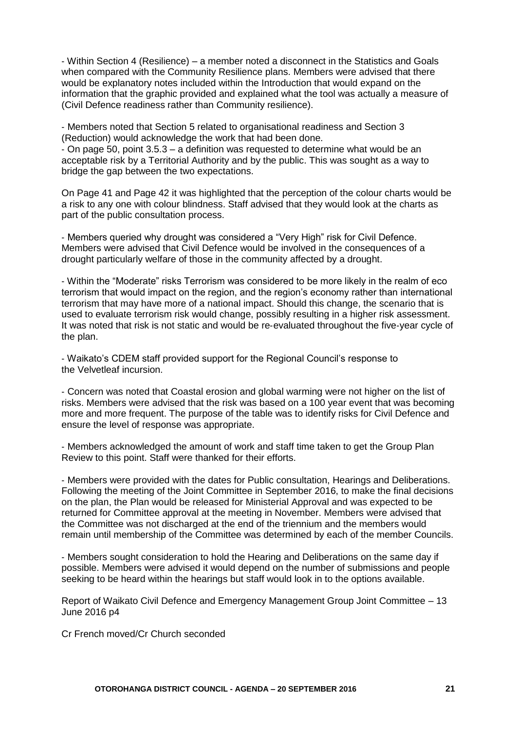- Within Section 4 (Resilience) – a member noted a disconnect in the Statistics and Goals when compared with the Community Resilience plans. Members were advised that there would be explanatory notes included within the Introduction that would expand on the information that the graphic provided and explained what the tool was actually a measure of (Civil Defence readiness rather than Community resilience).

- Members noted that Section 5 related to organisational readiness and Section 3 (Reduction) would acknowledge the work that had been done.
- On page 50, point 3.5.3 – a definition was requested to determine what would be an acceptable risk by a Territorial Authority and by the public. This was sought as a way to bridge the gap between the two expectations.

On Page 41 and Page 42 it was highlighted that the perception of the colour charts would be a risk to any one with colour blindness. Staff advised that they would look at the charts as part of the public consultation process.

- Members queried why drought was considered a "Very High" risk for Civil Defence. Members were advised that Civil Defence would be involved in the consequences of a drought particularly welfare of those in the community affected by a drought.

- Within the "Moderate" risks Terrorism was considered to be more likely in the realm of eco terrorism that would impact on the region, and the region's economy rather than international terrorism that may have more of a national impact. Should this change, the scenario that is used to evaluate terrorism risk would change, possibly resulting in a higher risk assessment. It was noted that risk is not static and would be re-evaluated throughout the five-year cycle of the plan.

- Waikato's CDEM staff provided support for the Regional Council's response to the Velvetleaf incursion.

- Concern was noted that Coastal erosion and global warming were not higher on the list of risks. Members were advised that the risk was based on a 100 year event that was becoming more and more frequent. The purpose of the table was to identify risks for Civil Defence and ensure the level of response was appropriate.

- Members acknowledged the amount of work and staff time taken to get the Group Plan Review to this point. Staff were thanked for their efforts.

- Members were provided with the dates for Public consultation, Hearings and Deliberations. Following the meeting of the Joint Committee in September 2016, to make the final decisions on the plan, the Plan would be released for Ministerial Approval and was expected to be returned for Committee approval at the meeting in November. Members were advised that the Committee was not discharged at the end of the triennium and the members would remain until membership of the Committee was determined by each of the member Councils.

- Members sought consideration to hold the Hearing and Deliberations on the same day if possible. Members were advised it would depend on the number of submissions and people seeking to be heard within the hearings but staff would look in to the options available.

Report of Waikato Civil Defence and Emergency Management Group Joint Committee – 13 June 2016 p4

Cr French moved/Cr Church seconded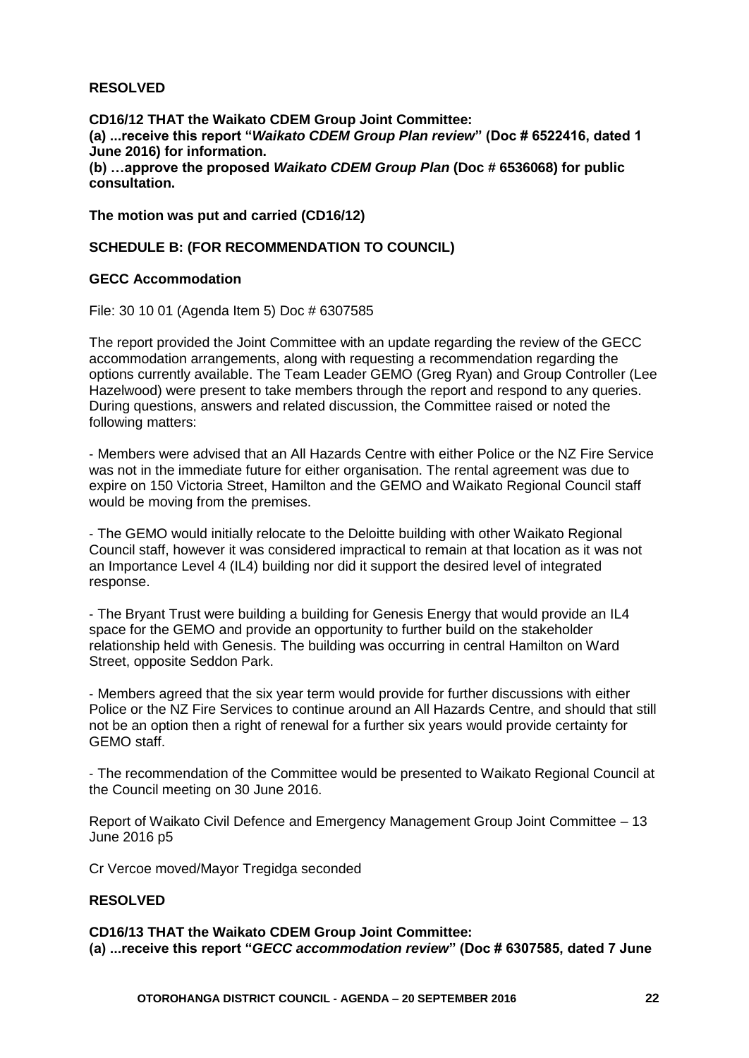**RESOLVED**

**CD16/12 THAT the Waikato CDEM Group Joint Committee:**
**(a) ...receive this report "*Waikato CDEM Group Plan review*" (Doc # 6522416, dated 1 June 2016) for information.**
**(b) …approve the proposed *Waikato CDEM Group Plan* (Doc # 6536068) for public consultation.**

**The motion was put and carried (CD16/12)**

**SCHEDULE B: (FOR RECOMMENDATION TO COUNCIL)**

**GECC Accommodation**

File: 30 10 01 (Agenda Item 5) Doc # 6307585

The report provided the Joint Committee with an update regarding the review of the GECC accommodation arrangements, along with requesting a recommendation regarding the options currently available. The Team Leader GEMO (Greg Ryan) and Group Controller (Lee Hazelwood) were present to take members through the report and respond to any queries. During questions, answers and related discussion, the Committee raised or noted the following matters:

- Members were advised that an All Hazards Centre with either Police or the NZ Fire Service was not in the immediate future for either organisation. The rental agreement was due to expire on 150 Victoria Street, Hamilton and the GEMO and Waikato Regional Council staff would be moving from the premises.

- The GEMO would initially relocate to the Deloitte building with other Waikato Regional Council staff, however it was considered impractical to remain at that location as it was not an Importance Level 4 (IL4) building nor did it support the desired level of integrated response.

- The Bryant Trust were building a building for Genesis Energy that would provide an IL4 space for the GEMO and provide an opportunity to further build on the stakeholder relationship held with Genesis. The building was occurring in central Hamilton on Ward Street, opposite Seddon Park.

- Members agreed that the six year term would provide for further discussions with either Police or the NZ Fire Services to continue around an All Hazards Centre, and should that still not be an option then a right of renewal for a further six years would provide certainty for GEMO staff.

- The recommendation of the Committee would be presented to Waikato Regional Council at the Council meeting on 30 June 2016.

Report of Waikato Civil Defence and Emergency Management Group Joint Committee – 13 June 2016 p5

Cr Vercoe moved/Mayor Tregidga seconded

**RESOLVED**

**CD16/13 THAT the Waikato CDEM Group Joint Committee:**
**(a) ...receive this report "*GECC accommodation review*" (Doc # 6307585, dated 7 June**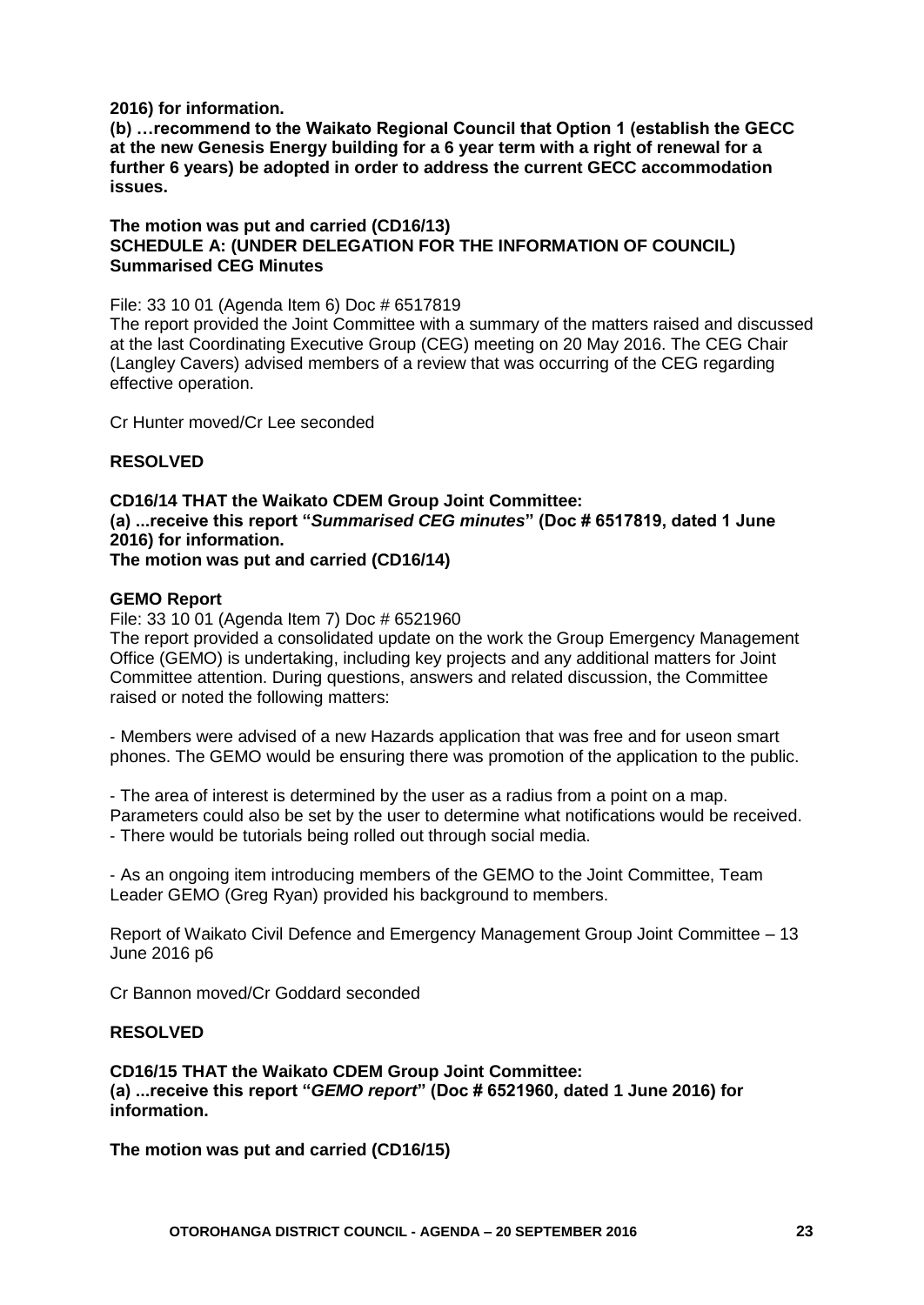**2016) for information.**

**(b) …recommend to the Waikato Regional Council that Option 1 (establish the GECC at the new Genesis Energy building for a 6 year term with a right of renewal for a further 6 years) be adopted in order to address the current GECC accommodation issues.**

**The motion was put and carried (CD16/13)**

**SCHEDULE A: (UNDER DELEGATION FOR THE INFORMATION OF COUNCIL)**

**Summarised CEG Minutes**

File: 33 10 01 (Agenda Item 6) Doc # 6517819

The report provided the Joint Committee with a summary of the matters raised and discussed at the last Coordinating Executive Group (CEG) meeting on 20 May 2016. The CEG Chair (Langley Cavers) advised members of a review that was occurring of the CEG regarding effective operation.

Cr Hunter moved/Cr Lee seconded

**RESOLVED**

**CD16/14 THAT the Waikato CDEM Group Joint Committee:**

**(a) ...receive this report "*Summarised CEG minutes*" (Doc # 6517819, dated 1 June 2016) for information.**

**The motion was put and carried (CD16/14)**

**GEMO Report**

File: 33 10 01 (Agenda Item 7) Doc # 6521960

The report provided a consolidated update on the work the Group Emergency Management Office (GEMO) is undertaking, including key projects and any additional matters for Joint Committee attention. During questions, answers and related discussion, the Committee raised or noted the following matters:

- Members were advised of a new Hazards application that was free and for useon smart phones. The GEMO would be ensuring there was promotion of the application to the public.

- The area of interest is determined by the user as a radius from a point on a map. Parameters could also be set by the user to determine what notifications would be received.
- There would be tutorials being rolled out through social media.

- As an ongoing item introducing members of the GEMO to the Joint Committee, Team Leader GEMO (Greg Ryan) provided his background to members.

Report of Waikato Civil Defence and Emergency Management Group Joint Committee – 13 June 2016 p6

Cr Bannon moved/Cr Goddard seconded

**RESOLVED**

**CD16/15 THAT the Waikato CDEM Group Joint Committee:**

**(a) ...receive this report "*GEMO report*" (Doc # 6521960, dated 1 June 2016) for information.**

**The motion was put and carried (CD16/15)**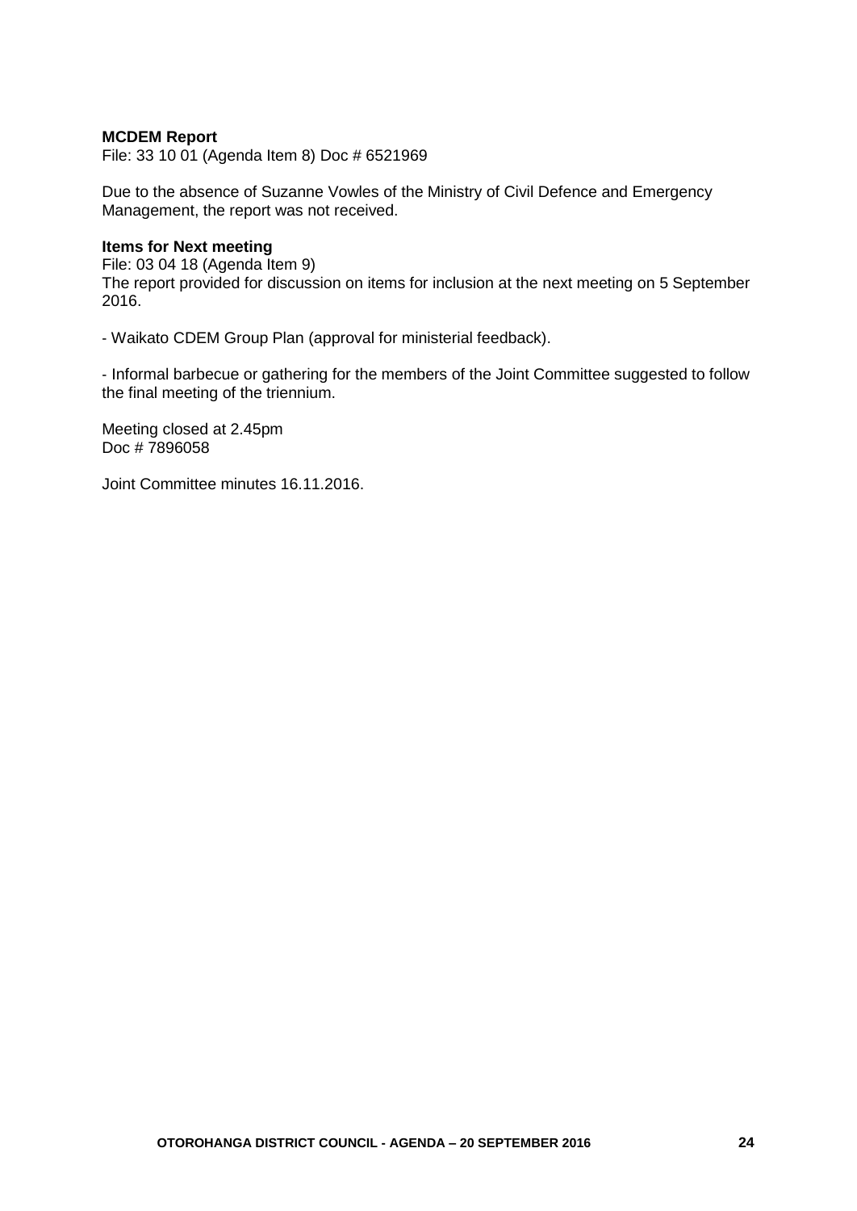**MCDEM Report**
File: 33 10 01 (Agenda Item 8) Doc # 6521969

Due to the absence of Suzanne Vowles of the Ministry of Civil Defence and Emergency Management, the report was not received.

**Items for Next meeting**
File: 03 04 18 (Agenda Item 9)
The report provided for discussion on items for inclusion at the next meeting on 5 September 2016.

- Waikato CDEM Group Plan (approval for ministerial feedback).

- Informal barbecue or gathering for the members of the Joint Committee suggested to follow the final meeting of the triennium.

Meeting closed at 2.45pm
Doc # 7896058

Joint Committee minutes 16.11.2016.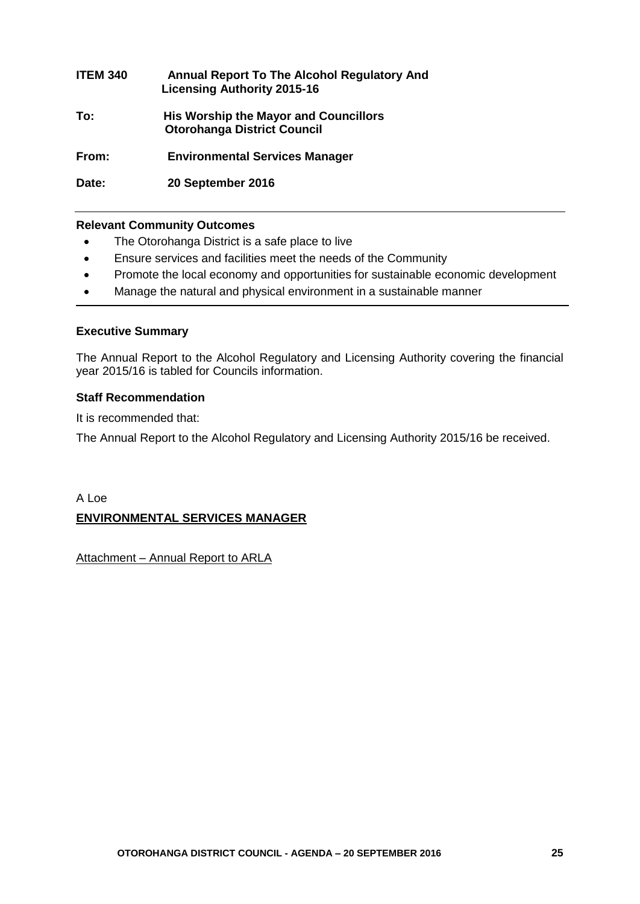**ITEM 340** **Annual Report To The Alcohol Regulatory And Licensing Authority 2015-16**

**To:** **His Worship the Mayor and Councillors Otorohanga District Council**

**From:** **Environmental Services Manager**

**Date:** **20 September 2016**

---

**Relevant Community Outcomes**

- The Otorohanga District is a safe place to live
- Ensure services and facilities meet the needs of the Community
- Promote the local economy and opportunities for sustainable economic development
- Manage the natural and physical environment in a sustainable manner

---

**Executive Summary**

The Annual Report to the Alcohol Regulatory and Licensing Authority covering the financial year 2015/16 is tabled for Councils information.

**Staff Recommendation**

It is recommended that:

The Annual Report to the Alcohol Regulatory and Licensing Authority 2015/16 be received.

A Loe

**ENVIRONMENTAL SERVICES MANAGER**

Attachment – Annual Report to ARLA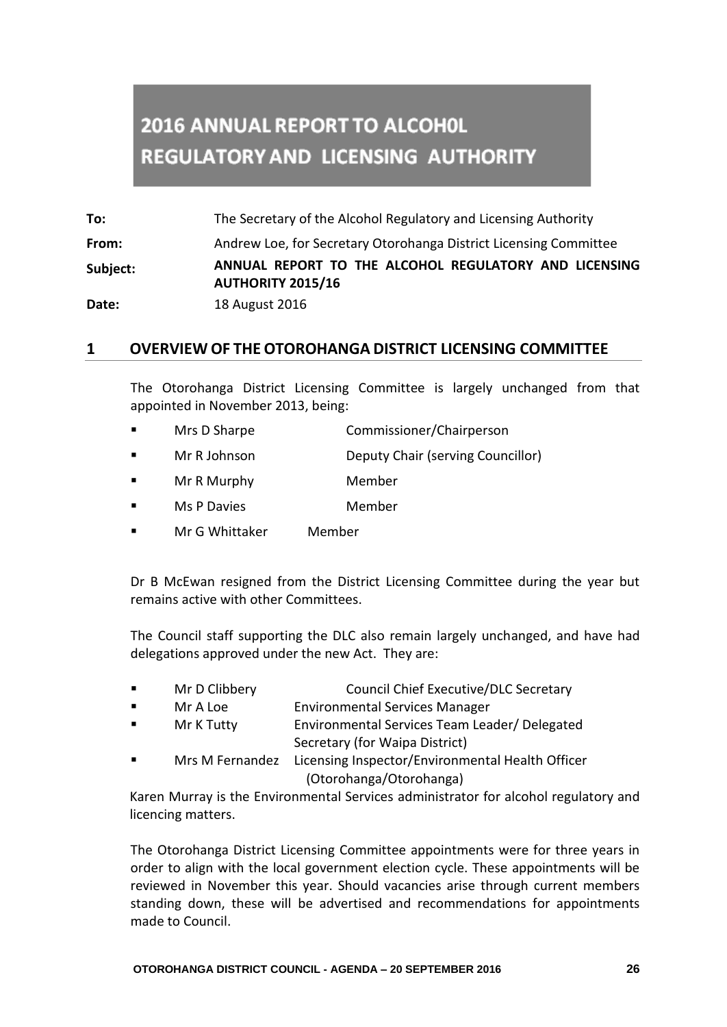# 2016 ANNUAL REPORT TO ALCOH0L REGULATORY AND LICENSING AUTHORITY

**To:** The Secretary of the Alcohol Regulatory and Licensing Authority

**From:** Andrew Loe, for Secretary Otorohanga District Licensing Committee

**Subject:** **ANNUAL REPORT TO THE ALCOHOL REGULATORY AND LICENSING AUTHORITY 2015/16**

**Date:** 18 August 2016

## 1 OVERVIEW OF THE OTOROHANGA DISTRICT LICENSING COMMITTEE

The Otorohanga District Licensing Committee is largely unchanged from that appointed in November 2013, being:

- Mrs D Sharpe Commissioner/Chairperson
- Mr R Johnson Deputy Chair (serving Councillor)
- Mr R Murphy Member
- Ms P Davies Member
- Mr G Whittaker Member

Dr B McEwan resigned from the District Licensing Committee during the year but remains active with other Committees.

The Council staff supporting the DLC also remain largely unchanged, and have had delegations approved under the new Act. They are:

- Mr D Clibbery Council Chief Executive/DLC Secretary
- Mr A Loe Environmental Services Manager
- Mr K Tutty Environmental Services Team Leader/ Delegated Secretary (for Waipa District)
- Mrs M Fernandez Licensing Inspector/Environmental Health Officer (Otorohanga/Otorohanga)

Karen Murray is the Environmental Services administrator for alcohol regulatory and licencing matters.

The Otorohanga District Licensing Committee appointments were for three years in order to align with the local government election cycle. These appointments will be reviewed in November this year. Should vacancies arise through current members standing down, these will be advertised and recommendations for appointments made to Council.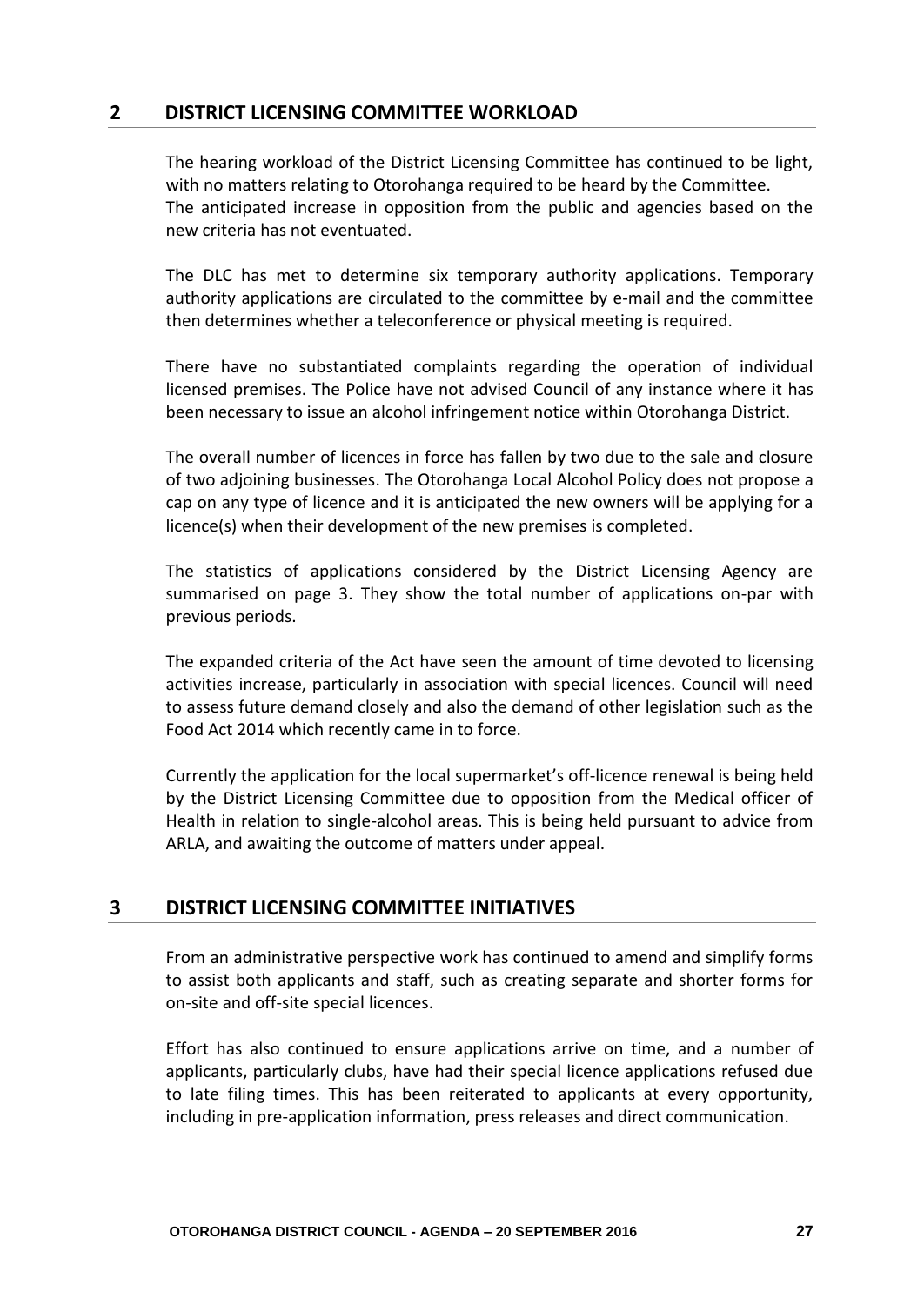## 2 DISTRICT LICENSING COMMITTEE WORKLOAD

The hearing workload of the District Licensing Committee has continued to be light, with no matters relating to Otorohanga required to be heard by the Committee. The anticipated increase in opposition from the public and agencies based on the new criteria has not eventuated.

The DLC has met to determine six temporary authority applications. Temporary authority applications are circulated to the committee by e-mail and the committee then determines whether a teleconference or physical meeting is required.

There have no substantiated complaints regarding the operation of individual licensed premises. The Police have not advised Council of any instance where it has been necessary to issue an alcohol infringement notice within Otorohanga District.

The overall number of licences in force has fallen by two due to the sale and closure of two adjoining businesses. The Otorohanga Local Alcohol Policy does not propose a cap on any type of licence and it is anticipated the new owners will be applying for a licence(s) when their development of the new premises is completed.

The statistics of applications considered by the District Licensing Agency are summarised on page 3. They show the total number of applications on-par with previous periods.

The expanded criteria of the Act have seen the amount of time devoted to licensing activities increase, particularly in association with special licences. Council will need to assess future demand closely and also the demand of other legislation such as the Food Act 2014 which recently came in to force.

Currently the application for the local supermarket's off-licence renewal is being held by the District Licensing Committee due to opposition from the Medical officer of Health in relation to single-alcohol areas. This is being held pursuant to advice from ARLA, and awaiting the outcome of matters under appeal.

## 3 DISTRICT LICENSING COMMITTEE INITIATIVES

From an administrative perspective work has continued to amend and simplify forms to assist both applicants and staff, such as creating separate and shorter forms for on-site and off-site special licences.

Effort has also continued to ensure applications arrive on time, and a number of applicants, particularly clubs, have had their special licence applications refused due to late filing times. This has been reiterated to applicants at every opportunity, including in pre-application information, press releases and direct communication.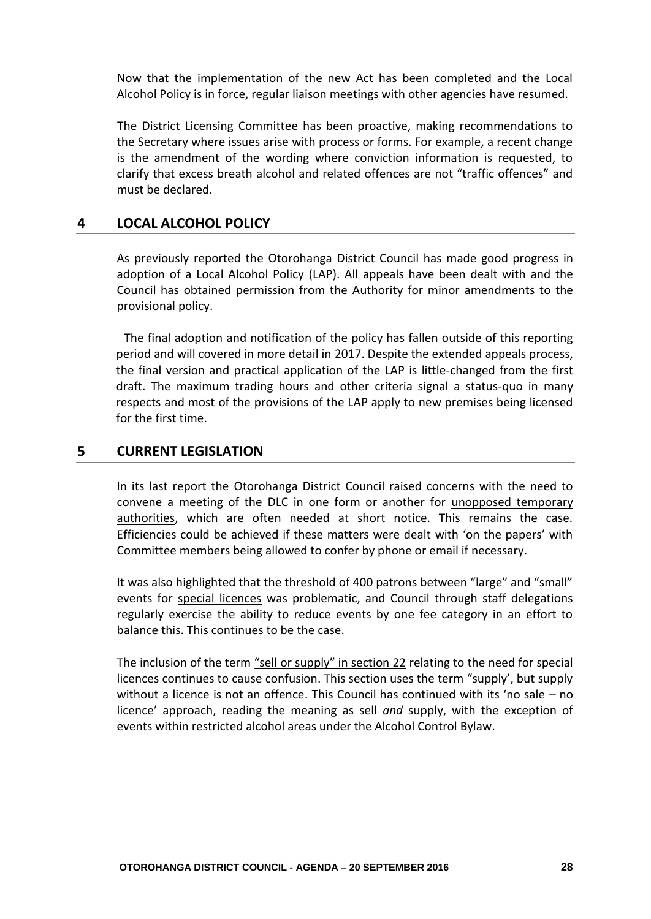Now that the implementation of the new Act has been completed and the Local Alcohol Policy is in force, regular liaison meetings with other agencies have resumed.

The District Licensing Committee has been proactive, making recommendations to the Secretary where issues arise with process or forms. For example, a recent change is the amendment of the wording where conviction information is requested, to clarify that excess breath alcohol and related offences are not "traffic offences" and must be declared.

## 4 LOCAL ALCOHOL POLICY

As previously reported the Otorohanga District Council has made good progress in adoption of a Local Alcohol Policy (LAP). All appeals have been dealt with and the Council has obtained permission from the Authority for minor amendments to the provisional policy.

The final adoption and notification of the policy has fallen outside of this reporting period and will covered in more detail in 2017. Despite the extended appeals process, the final version and practical application of the LAP is little-changed from the first draft. The maximum trading hours and other criteria signal a status-quo in many respects and most of the provisions of the LAP apply to new premises being licensed for the first time.

## 5 CURRENT LEGISLATION

In its last report the Otorohanga District Council raised concerns with the need to convene a meeting of the DLC in one form or another for unopposed temporary authorities, which are often needed at short notice. This remains the case. Efficiencies could be achieved if these matters were dealt with 'on the papers' with Committee members being allowed to confer by phone or email if necessary.

It was also highlighted that the threshold of 400 patrons between "large" and "small" events for special licences was problematic, and Council through staff delegations regularly exercise the ability to reduce events by one fee category in an effort to balance this. This continues to be the case.

The inclusion of the term "sell or supply" in section 22 relating to the need for special licences continues to cause confusion. This section uses the term "supply', but supply without a licence is not an offence. This Council has continued with its 'no sale – no licence' approach, reading the meaning as sell *and* supply, with the exception of events within restricted alcohol areas under the Alcohol Control Bylaw.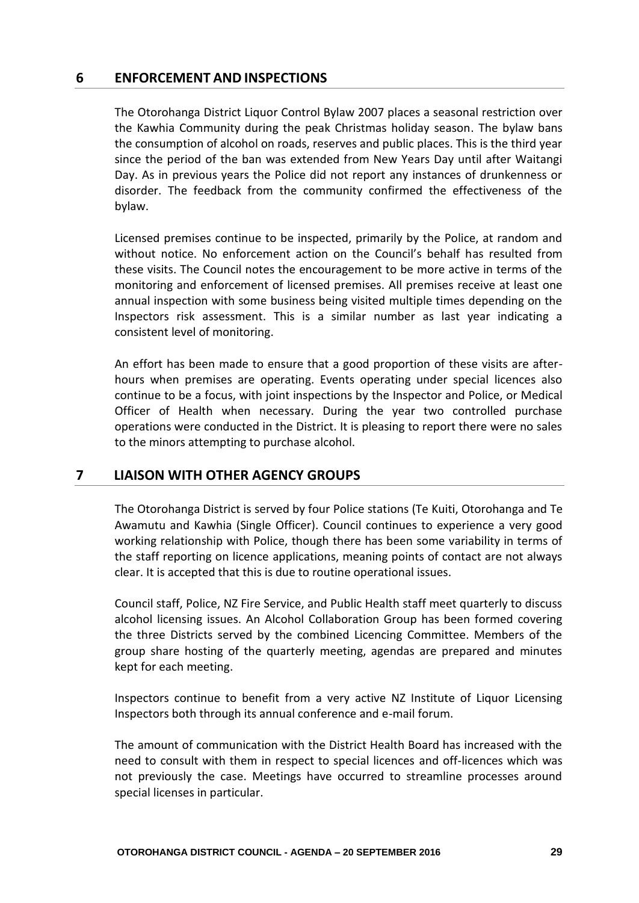## 6 ENFORCEMENT AND INSPECTIONS

The Otorohanga District Liquor Control Bylaw 2007 places a seasonal restriction over the Kawhia Community during the peak Christmas holiday season. The bylaw bans the consumption of alcohol on roads, reserves and public places. This is the third year since the period of the ban was extended from New Years Day until after Waitangi Day. As in previous years the Police did not report any instances of drunkenness or disorder. The feedback from the community confirmed the effectiveness of the bylaw.

Licensed premises continue to be inspected, primarily by the Police, at random and without notice. No enforcement action on the Council's behalf has resulted from these visits. The Council notes the encouragement to be more active in terms of the monitoring and enforcement of licensed premises. All premises receive at least one annual inspection with some business being visited multiple times depending on the Inspectors risk assessment. This is a similar number as last year indicating a consistent level of monitoring.

An effort has been made to ensure that a good proportion of these visits are after-hours when premises are operating. Events operating under special licences also continue to be a focus, with joint inspections by the Inspector and Police, or Medical Officer of Health when necessary. During the year two controlled purchase operations were conducted in the District. It is pleasing to report there were no sales to the minors attempting to purchase alcohol.

## 7 LIAISON WITH OTHER AGENCY GROUPS

The Otorohanga District is served by four Police stations (Te Kuiti, Otorohanga and Te Awamutu and Kawhia (Single Officer). Council continues to experience a very good working relationship with Police, though there has been some variability in terms of the staff reporting on licence applications, meaning points of contact are not always clear. It is accepted that this is due to routine operational issues.

Council staff, Police, NZ Fire Service, and Public Health staff meet quarterly to discuss alcohol licensing issues. An Alcohol Collaboration Group has been formed covering the three Districts served by the combined Licencing Committee. Members of the group share hosting of the quarterly meeting, agendas are prepared and minutes kept for each meeting.

Inspectors continue to benefit from a very active NZ Institute of Liquor Licensing Inspectors both through its annual conference and e-mail forum.

The amount of communication with the District Health Board has increased with the need to consult with them in respect to special licences and off-licences which was not previously the case. Meetings have occurred to streamline processes around special licenses in particular.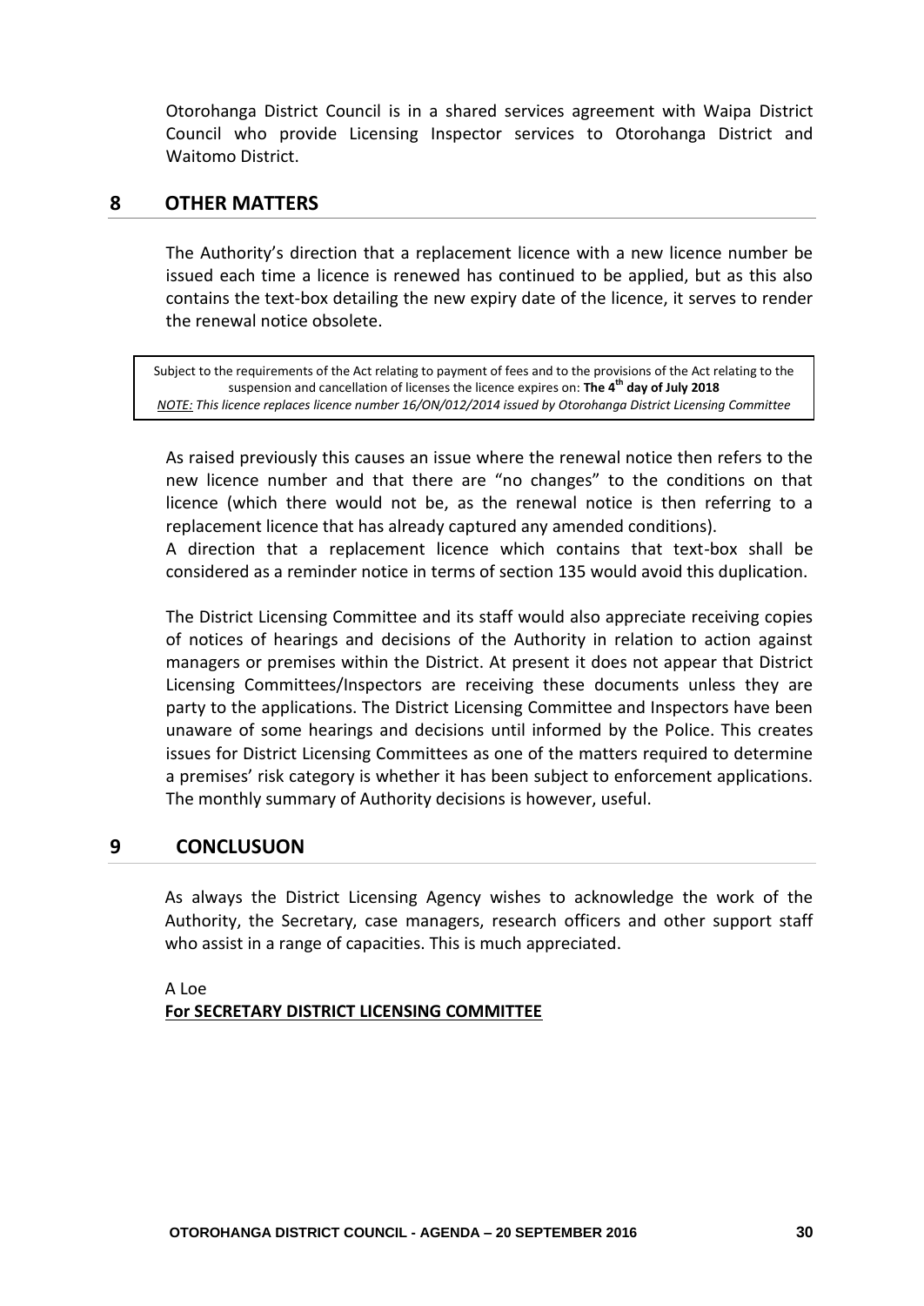Otorohanga District Council is in a shared services agreement with Waipa District Council who provide Licensing Inspector services to Otorohanga District and Waitomo District.

## 8 OTHER MATTERS

The Authority's direction that a replacement licence with a new licence number be issued each time a licence is renewed has continued to be applied, but as this also contains the text-box detailing the new expiry date of the licence, it serves to render the renewal notice obsolete.

> Subject to the requirements of the Act relating to payment of fees and to the provisions of the Act relating to the suspension and cancellation of licenses the licence expires on: **The 4th day of July 2018**
> *NOTE: This licence replaces licence number 16/ON/012/2014 issued by Otorohanga District Licensing Committee*

As raised previously this causes an issue where the renewal notice then refers to the new licence number and that there are "no changes" to the conditions on that licence (which there would not be, as the renewal notice is then referring to a replacement licence that has already captured any amended conditions).
A direction that a replacement licence which contains that text-box shall be considered as a reminder notice in terms of section 135 would avoid this duplication.

The District Licensing Committee and its staff would also appreciate receiving copies of notices of hearings and decisions of the Authority in relation to action against managers or premises within the District. At present it does not appear that District Licensing Committees/Inspectors are receiving these documents unless they are party to the applications. The District Licensing Committee and Inspectors have been unaware of some hearings and decisions until informed by the Police. This creates issues for District Licensing Committees as one of the matters required to determine a premises' risk category is whether it has been subject to enforcement applications. The monthly summary of Authority decisions is however, useful.

## 9 CONCLUSUON

As always the District Licensing Agency wishes to acknowledge the work of the Authority, the Secretary, case managers, research officers and other support staff who assist in a range of capacities. This is much appreciated.

A Loe
**For SECRETARY DISTRICT LICENSING COMMITTEE**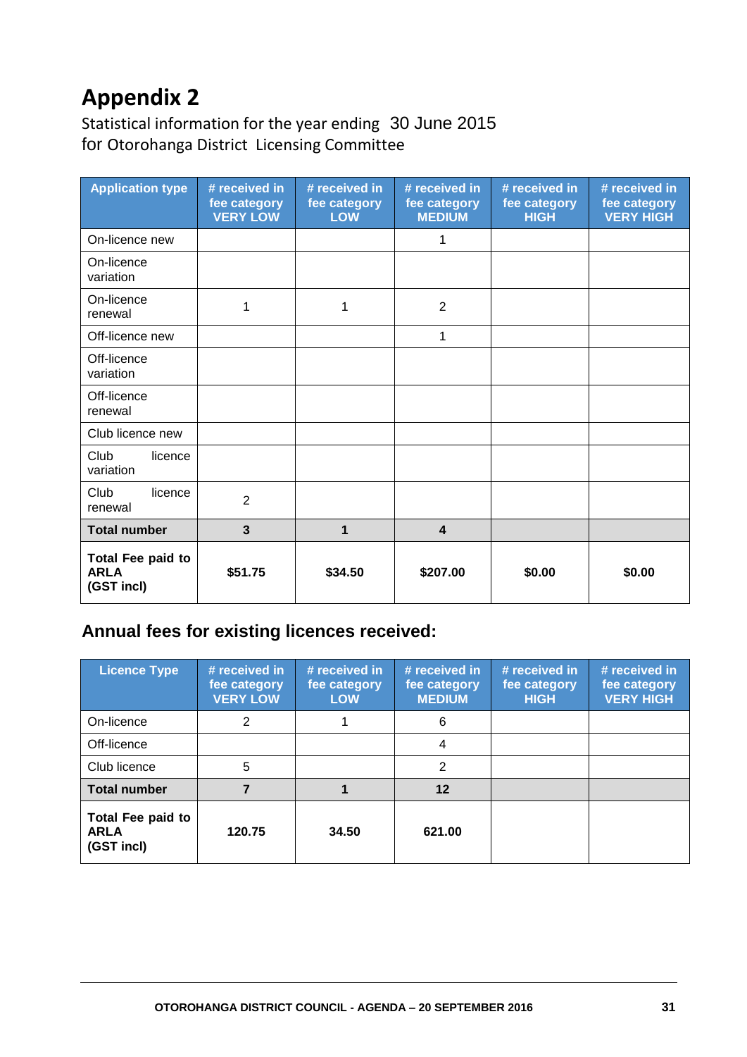# Appendix 2

Statistical information for the year ending 30 June 2015
for Otorohanga District Licensing Committee

| Application type | # received in fee category VERY LOW | # received in fee category LOW | # received in fee category MEDIUM | # received in fee category HIGH | # received in fee category VERY HIGH |
|---|---|---|---|---|---|
| On-licence new | | | 1 | | |
| On-licence variation | | | | | |
| On-licence renewal | 1 | 1 | 2 | | |
| Off-licence new | | | 1 | | |
| Off-licence variation | | | | | |
| Off-licence renewal | | | | | |
| Club licence new | | | | | |
| Club licence variation | | | | | |
| Club licence renewal | 2 | | | | |
| **Total number** | **3** | **1** | **4** | | |
| **Total Fee paid to ARLA (GST incl)** | **$51.75** | **$34.50** | **$207.00** | **$0.00** | **$0.00** |

## Annual fees for existing licences received:

| Licence Type | # received in fee category VERY LOW | # received in fee category LOW | # received in fee category MEDIUM | # received in fee category HIGH | # received in fee category VERY HIGH |
|---|---|---|---|---|---|
| On-licence | 2 | 1 | 6 | | |
| Off-licence | | | 4 | | |
| Club licence | 5 | | 2 | | |
| **Total number** | **7** | **1** | **12** | | |
| **Total Fee paid to ARLA (GST incl)** | **120.75** | **34.50** | **621.00** | | |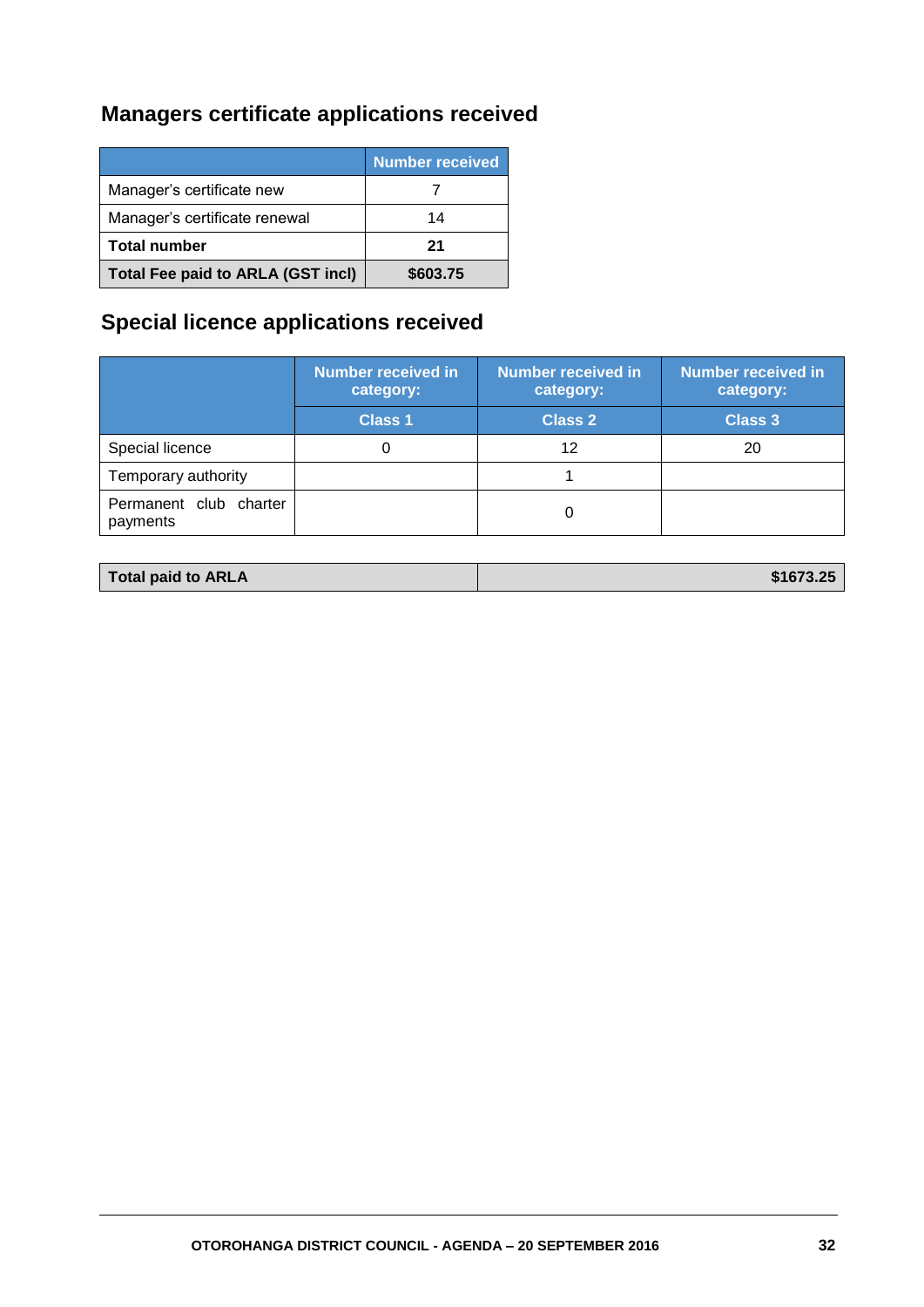## Managers certificate applications received

| | Number received |
|---|---|
| Manager's certificate new | 7 |
| Manager's certificate renewal | 14 |
| **Total number** | **21** |
| **Total Fee paid to ARLA (GST incl)** | **$603.75** |

## Special licence applications received

| | Number received in category: | Number received in category: | Number received in category: |
|---|---|---|---|
| | Class 1 | Class 2 | Class 3 |
| Special licence | 0 | 12 | 20 |
| Temporary authority | | 1 | |
| Permanent club charter payments | | 0 | |

| **Total paid to ARLA** | **$1673.25** |
|---|---|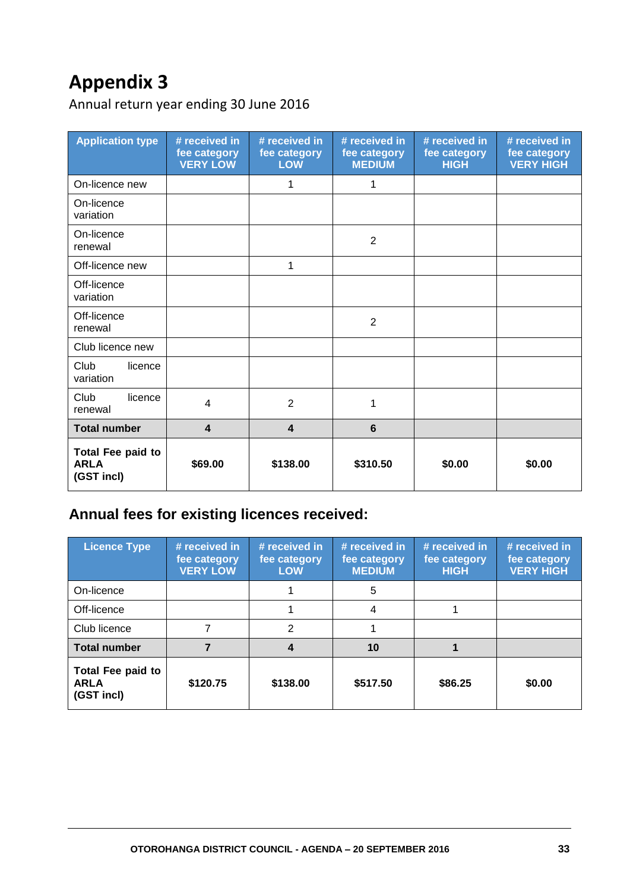# Appendix 3

Annual return year ending 30 June 2016

| Application type | # received in fee category VERY LOW | # received in fee category LOW | # received in fee category MEDIUM | # received in fee category HIGH | # received in fee category VERY HIGH |
|---|---|---|---|---|---|
| On-licence new | | 1 | 1 | | |
| On-licence variation | | | | | |
| On-licence renewal | | | 2 | | |
| Off-licence new | | 1 | | | |
| Off-licence variation | | | | | |
| Off-licence renewal | | | 2 | | |
| Club licence new | | | | | |
| Club licence variation | | | | | |
| Club licence renewal | 4 | 2 | 1 | | |
| **Total number** | **4** | **4** | **6** | | |
| **Total Fee paid to ARLA (GST incl)** | **$69.00** | **$138.00** | **$310.50** | **$0.00** | **$0.00** |

## Annual fees for existing licences received:

| Licence Type | # received in fee category VERY LOW | # received in fee category LOW | # received in fee category MEDIUM | # received in fee category HIGH | # received in fee category VERY HIGH |
|---|---|---|---|---|---|
| On-licence | | 1 | 5 | | |
| Off-licence | | 1 | 4 | 1 | |
| Club licence | 7 | 2 | 1 | | |
| **Total number** | **7** | **4** | **10** | **1** | |
| **Total Fee paid to ARLA (GST incl)** | **$120.75** | **$138.00** | **$517.50** | **$86.25** | **$0.00** |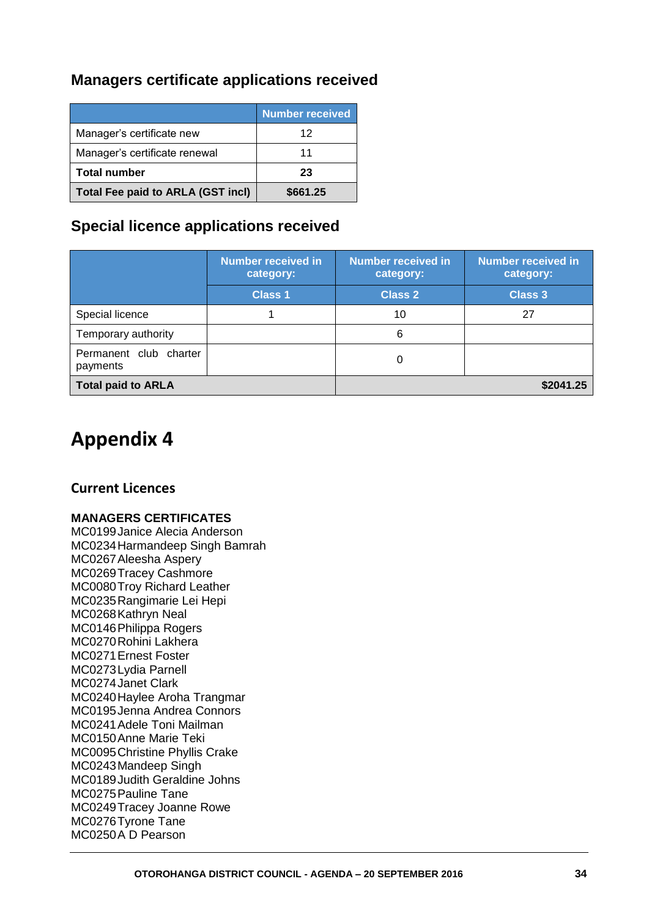## Managers certificate applications received

| | Number received |
|---|---|
| Manager's certificate new | 12 |
| Manager's certificate renewal | 11 |
| **Total number** | **23** |
| **Total Fee paid to ARLA (GST incl)** | **$661.25** |

## Special licence applications received

| | Number received in category: | Number received in category: | Number received in category: |
|---|---|---|---|
| | Class 1 | Class 2 | Class 3 |
| Special licence | 1 | 10 | 27 |
| Temporary authority | | 6 | |
| Permanent club charter payments | | 0 | |
| **Total paid to ARLA** | | | **$2041.25** |

# Appendix 4

### Current Licences

**MANAGERS CERTIFICATES**
MC0199 Janice Alecia Anderson
MC0234 Harmandeep Singh Bamrah
MC0267 Aleesha Aspery
MC0269 Tracey Cashmore
MC0080 Troy Richard Leather
MC0235 Rangimarie Lei Hepi
MC0268 Kathryn Neal
MC0146 Philippa Rogers
MC0270 Rohini Lakhera
MC0271 Ernest Foster
MC0273 Lydia Parnell
MC0274 Janet Clark
MC0240 Haylee Aroha Trangmar
MC0195 Jenna Andrea Connors
MC0241 Adele Toni Mailman
MC0150 Anne Marie Teki
MC0095 Christine Phyllis Crake
MC0243 Mandeep Singh
MC0189 Judith Geraldine Johns
MC0275 Pauline Tane
MC0249 Tracey Joanne Rowe
MC0276 Tyrone Tane
MC0250 A D Pearson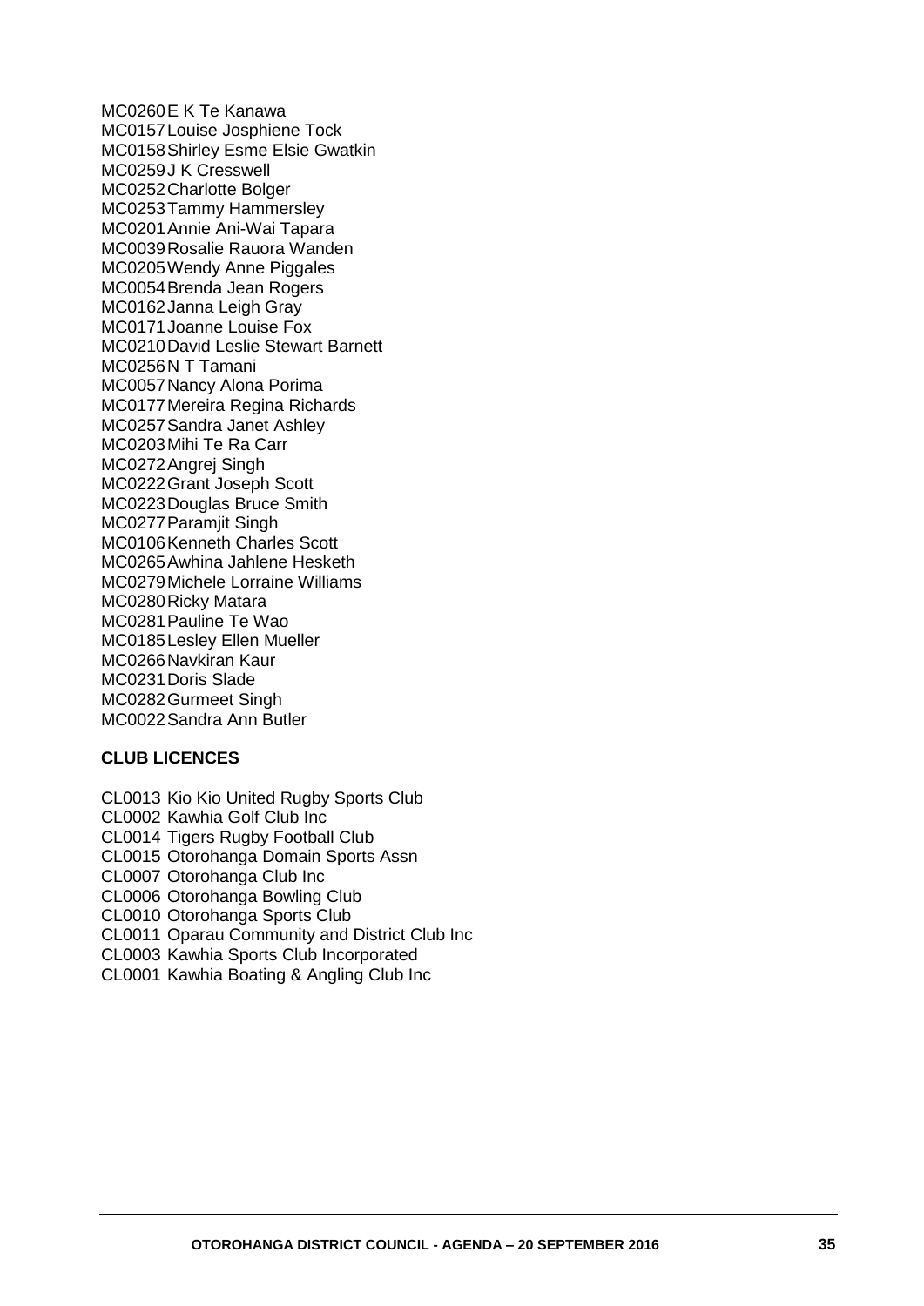MC0260 E K Te Kanawa
MC0157 Louise Josphiene Tock
MC0158 Shirley Esme Elsie Gwatkin
MC0259 J K Cresswell
MC0252 Charlotte Bolger
MC0253 Tammy Hammersley
MC0201 Annie Ani-Wai Tapara
MC0039 Rosalie Rauora Wanden
MC0205 Wendy Anne Piggales
MC0054 Brenda Jean Rogers
MC0162 Janna Leigh Gray
MC0171 Joanne Louise Fox
MC0210 David Leslie Stewart Barnett
MC0256 N T Tamani
MC0057 Nancy Alona Porima
MC0177 Mereira Regina Richards
MC0257 Sandra Janet Ashley
MC0203 Mihi Te Ra Carr
MC0272 Angrej Singh
MC0222 Grant Joseph Scott
MC0223 Douglas Bruce Smith
MC0277 Paramjit Singh
MC0106 Kenneth Charles Scott
MC0265 Awhina Jahlene Hesketh
MC0279 Michele Lorraine Williams
MC0280 Ricky Matara
MC0281 Pauline Te Wao
MC0185 Lesley Ellen Mueller
MC0266 Navkiran Kaur
MC0231 Doris Slade
MC0282 Gurmeet Singh
MC0022 Sandra Ann Butler

**CLUB LICENCES**

CL0013 Kio Kio United Rugby Sports Club
CL0002 Kawhia Golf Club Inc
CL0014 Tigers Rugby Football Club
CL0015 Otorohanga Domain Sports Assn
CL0007 Otorohanga Club Inc
CL0006 Otorohanga Bowling Club
CL0010 Otorohanga Sports Club
CL0011 Oparau Community and District Club Inc
CL0003 Kawhia Sports Club Incorporated
CL0001 Kawhia Boating & Angling Club Inc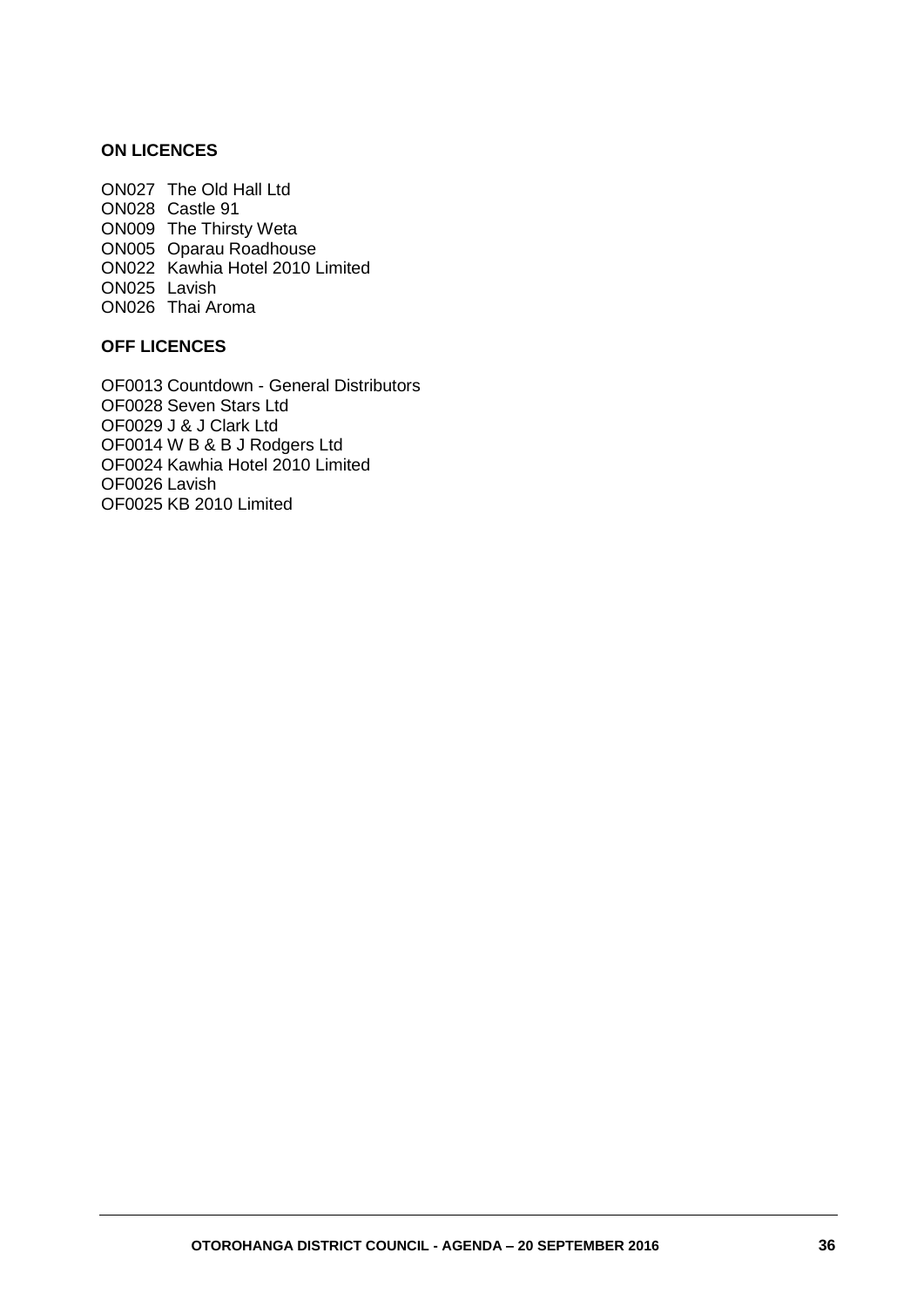**ON LICENCES**

ON027 The Old Hall Ltd
ON028 Castle 91
ON009 The Thirsty Weta
ON005 Oparau Roadhouse
ON022 Kawhia Hotel 2010 Limited
ON025 Lavish
ON026 Thai Aroma

**OFF LICENCES**

OF0013 Countdown - General Distributors
OF0028 Seven Stars Ltd
OF0029 J & J Clark Ltd
OF0014 W B & B J Rodgers Ltd
OF0024 Kawhia Hotel 2010 Limited
OF0026 Lavish
OF0025 KB 2010 Limited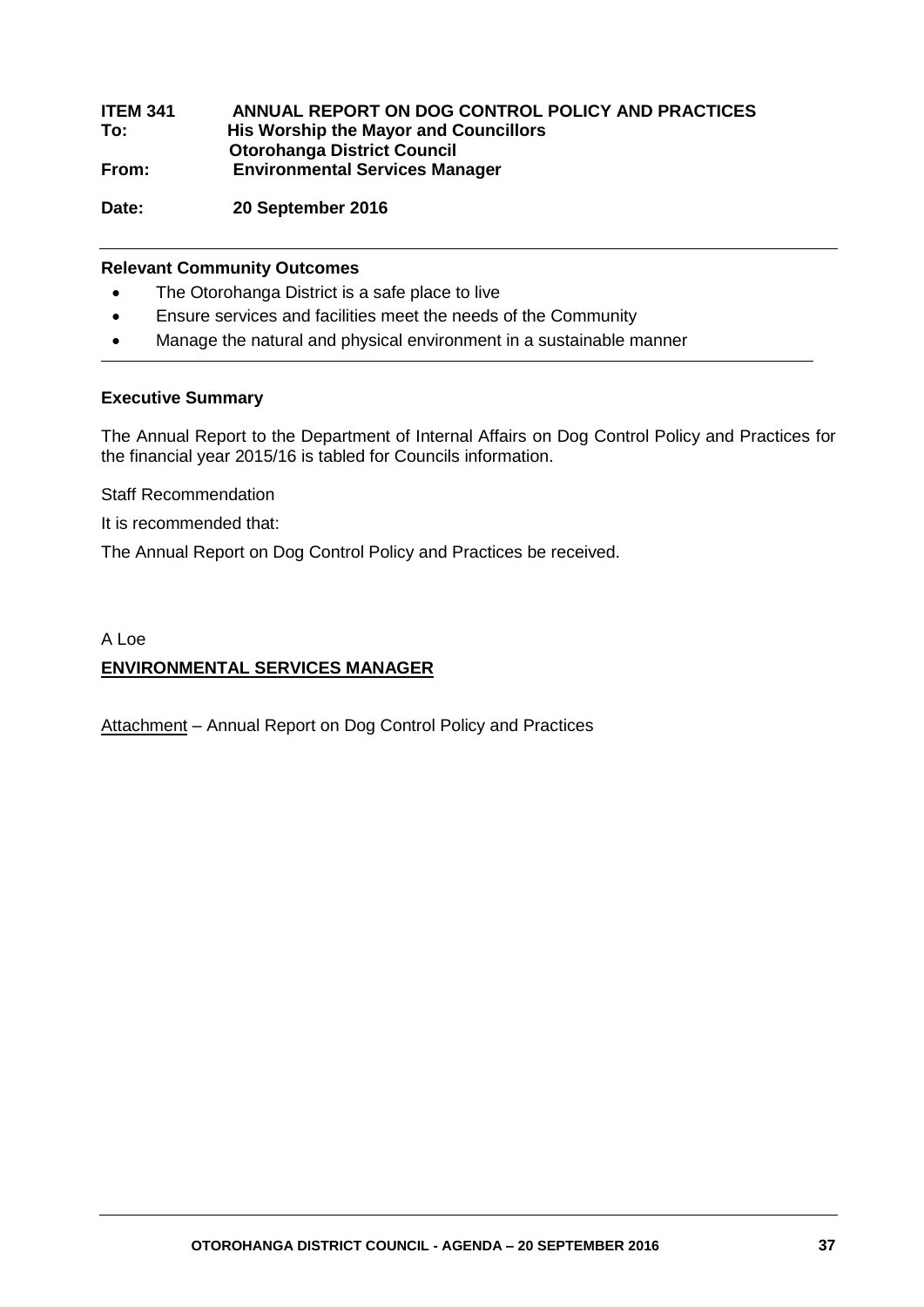**ITEM 341 ANNUAL REPORT ON DOG CONTROL POLICY AND PRACTICES**

**To:** **His Worship the Mayor and Councillors**
**Otorohanga District Council**

**From:** **Environmental Services Manager**

**Date:** **20 September 2016**

---

**Relevant Community Outcomes**

- The Otorohanga District is a safe place to live
- Ensure services and facilities meet the needs of the Community
- Manage the natural and physical environment in a sustainable manner

---

**Executive Summary**

The Annual Report to the Department of Internal Affairs on Dog Control Policy and Practices for the financial year 2015/16 is tabled for Councils information.

Staff Recommendation

It is recommended that:

The Annual Report on Dog Control Policy and Practices be received.

A Loe

**ENVIRONMENTAL SERVICES MANAGER**

Attachment – Annual Report on Dog Control Policy and Practices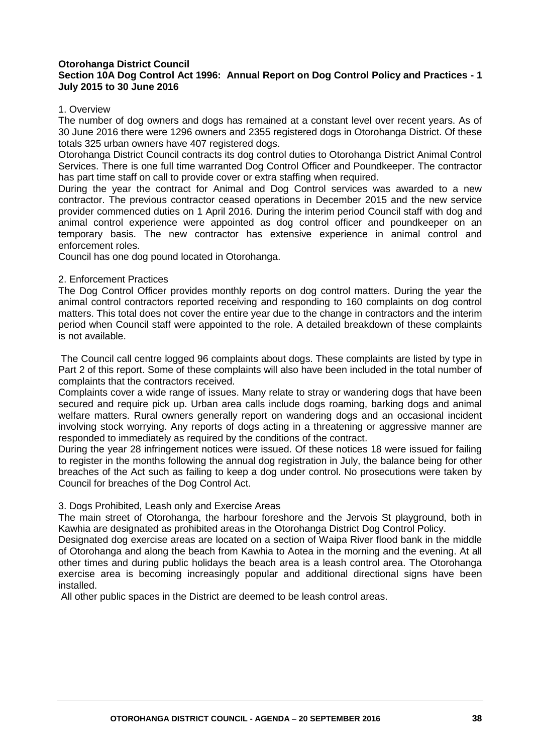**Otorohanga District Council**
**Section 10A Dog Control Act 1996: Annual Report on Dog Control Policy and Practices - 1 July 2015 to 30 June 2016**

1. Overview

The number of dog owners and dogs has remained at a constant level over recent years. As of 30 June 2016 there were 1296 owners and 2355 registered dogs in Otorohanga District. Of these totals 325 urban owners have 407 registered dogs.

Otorohanga District Council contracts its dog control duties to Otorohanga District Animal Control Services. There is one full time warranted Dog Control Officer and Poundkeeper. The contractor has part time staff on call to provide cover or extra staffing when required.

During the year the contract for Animal and Dog Control services was awarded to a new contractor. The previous contractor ceased operations in December 2015 and the new service provider commenced duties on 1 April 2016. During the interim period Council staff with dog and animal control experience were appointed as dog control officer and poundkeeper on an temporary basis. The new contractor has extensive experience in animal control and enforcement roles.

Council has one dog pound located in Otorohanga.

2. Enforcement Practices

The Dog Control Officer provides monthly reports on dog control matters. During the year the animal control contractors reported receiving and responding to 160 complaints on dog control matters. This total does not cover the entire year due to the change in contractors and the interim period when Council staff were appointed to the role. A detailed breakdown of these complaints is not available.

The Council call centre logged 96 complaints about dogs. These complaints are listed by type in Part 2 of this report. Some of these complaints will also have been included in the total number of complaints that the contractors received.

Complaints cover a wide range of issues. Many relate to stray or wandering dogs that have been secured and require pick up. Urban area calls include dogs roaming, barking dogs and animal welfare matters. Rural owners generally report on wandering dogs and an occasional incident involving stock worrying. Any reports of dogs acting in a threatening or aggressive manner are responded to immediately as required by the conditions of the contract.

During the year 28 infringement notices were issued. Of these notices 18 were issued for failing to register in the months following the annual dog registration in July, the balance being for other breaches of the Act such as failing to keep a dog under control. No prosecutions were taken by Council for breaches of the Dog Control Act.

3. Dogs Prohibited, Leash only and Exercise Areas

The main street of Otorohanga, the harbour foreshore and the Jervois St playground, both in Kawhia are designated as prohibited areas in the Otorohanga District Dog Control Policy.

Designated dog exercise areas are located on a section of Waipa River flood bank in the middle of Otorohanga and along the beach from Kawhia to Aotea in the morning and the evening. At all other times and during public holidays the beach area is a leash control area. The Otorohanga exercise area is becoming increasingly popular and additional directional signs have been installed.

All other public spaces in the District are deemed to be leash control areas.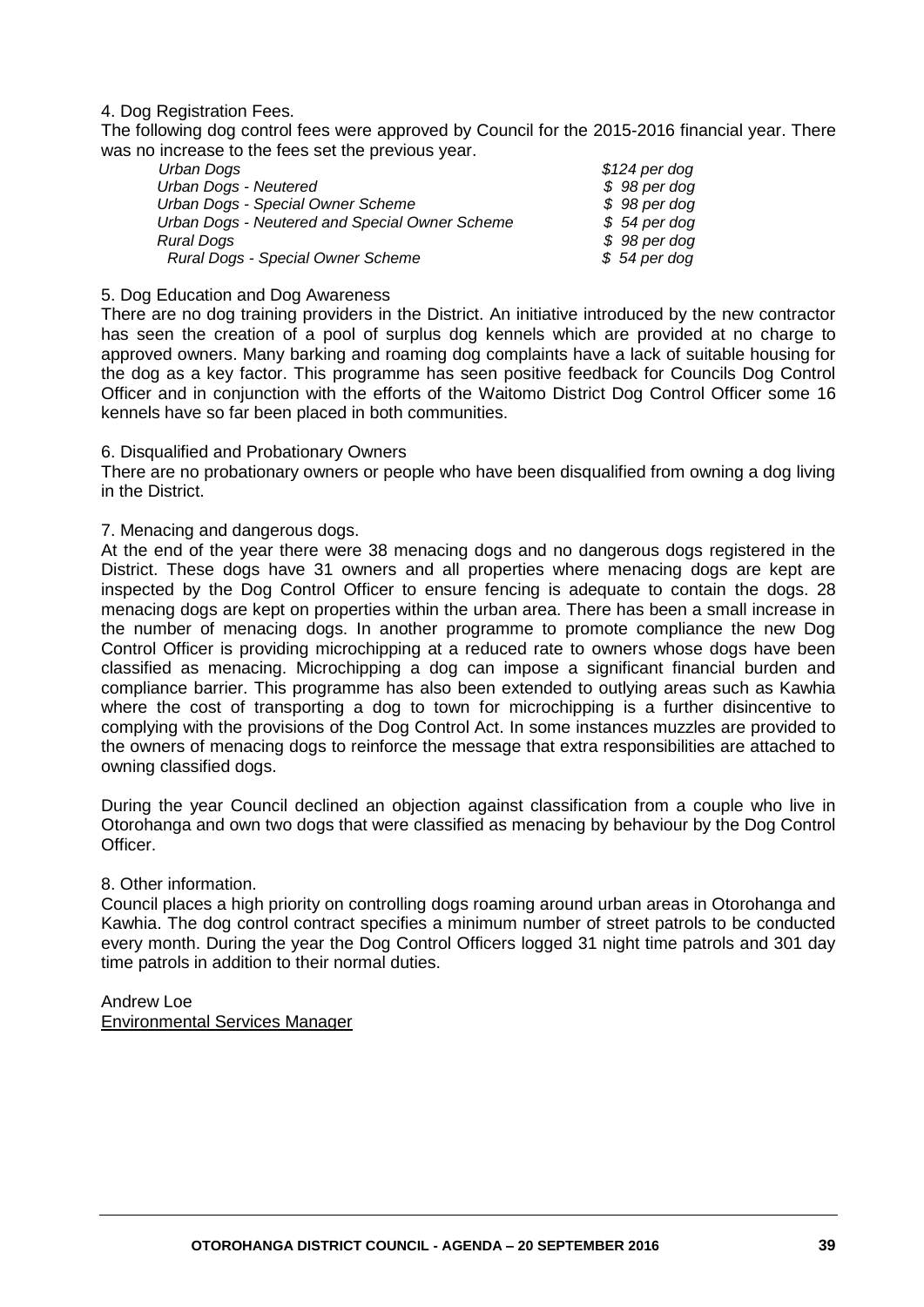4. Dog Registration Fees.

The following dog control fees were approved by Council for the 2015-2016 financial year. There was no increase to the fees set the previous year.

| | |
|---|---|
| *Urban Dogs* | *$124 per dog* |
| *Urban Dogs - Neutered* | *$ 98 per dog* |
| *Urban Dogs - Special Owner Scheme* | *$ 98 per dog* |
| *Urban Dogs - Neutered and Special Owner Scheme* | *$ 54 per dog* |
| *Rural Dogs* | *$ 98 per dog* |
| *Rural Dogs - Special Owner Scheme* | *$ 54 per dog* |

5. Dog Education and Dog Awareness

There are no dog training providers in the District. An initiative introduced by the new contractor has seen the creation of a pool of surplus dog kennels which are provided at no charge to approved owners. Many barking and roaming dog complaints have a lack of suitable housing for the dog as a key factor. This programme has seen positive feedback for Councils Dog Control Officer and in conjunction with the efforts of the Waitomo District Dog Control Officer some 16 kennels have so far been placed in both communities.

6. Disqualified and Probationary Owners

There are no probationary owners or people who have been disqualified from owning a dog living in the District.

7. Menacing and dangerous dogs.

At the end of the year there were 38 menacing dogs and no dangerous dogs registered in the District. These dogs have 31 owners and all properties where menacing dogs are kept are inspected by the Dog Control Officer to ensure fencing is adequate to contain the dogs. 28 menacing dogs are kept on properties within the urban area. There has been a small increase in the number of menacing dogs. In another programme to promote compliance the new Dog Control Officer is providing microchipping at a reduced rate to owners whose dogs have been classified as menacing. Microchipping a dog can impose a significant financial burden and compliance barrier. This programme has also been extended to outlying areas such as Kawhia where the cost of transporting a dog to town for microchipping is a further disincentive to complying with the provisions of the Dog Control Act. In some instances muzzles are provided to the owners of menacing dogs to reinforce the message that extra responsibilities are attached to owning classified dogs.

During the year Council declined an objection against classification from a couple who live in Otorohanga and own two dogs that were classified as menacing by behaviour by the Dog Control Officer.

8. Other information.

Council places a high priority on controlling dogs roaming around urban areas in Otorohanga and Kawhia. The dog control contract specifies a minimum number of street patrols to be conducted every month. During the year the Dog Control Officers logged 31 night time patrols and 301 day time patrols in addition to their normal duties.

Andrew Loe
Environmental Services Manager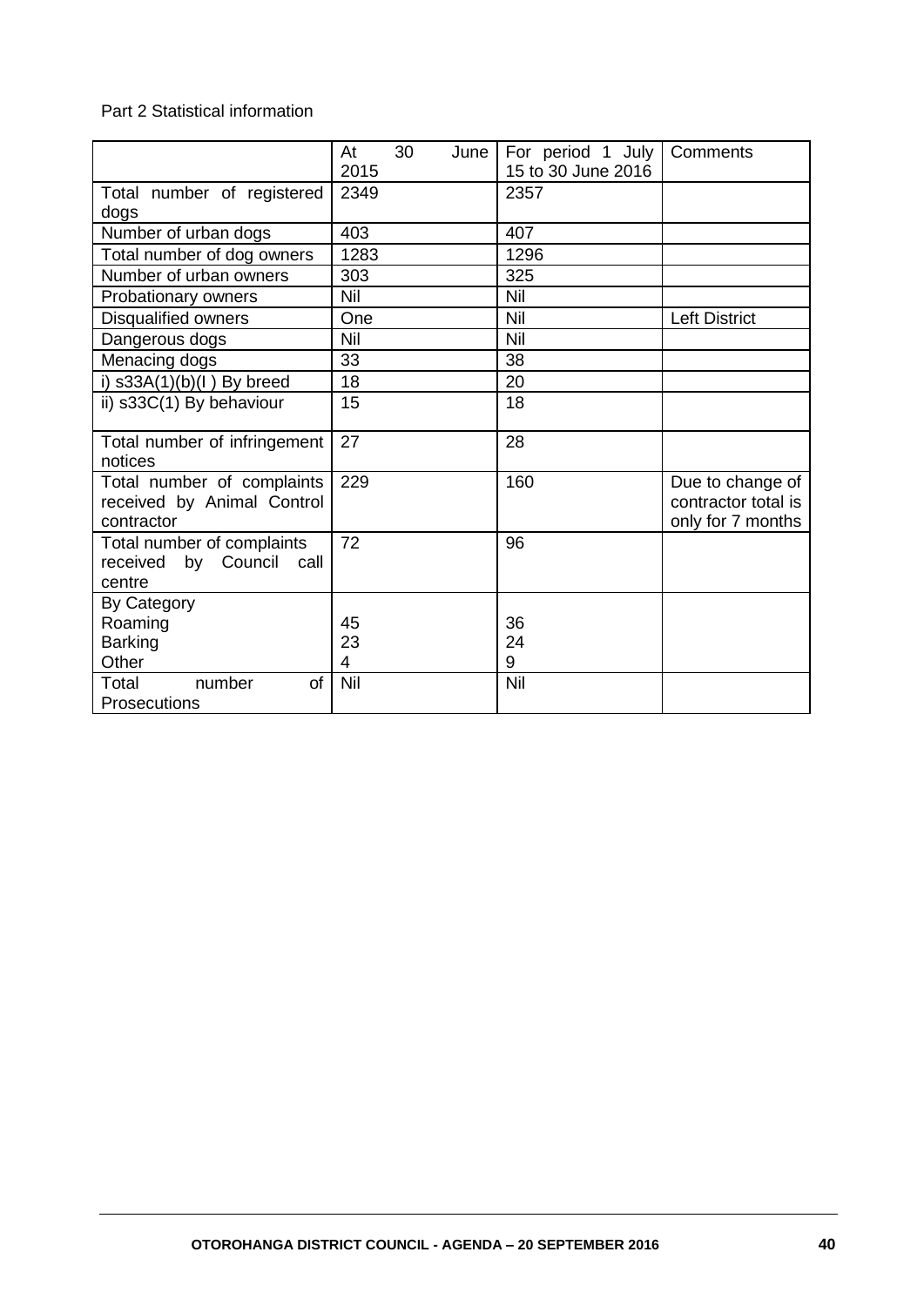Part 2 Statistical information

| | At 30 June 2015 | For period 1 July 15 to 30 June 2016 | Comments |
|---|---|---|---|
| Total number of registered dogs | 2349 | 2357 | |
| Number of urban dogs | 403 | 407 | |
| Total number of dog owners | 1283 | 1296 | |
| Number of urban owners | 303 | 325 | |
| Probationary owners | Nil | Nil | |
| Disqualified owners | One | Nil | Left District |
| Dangerous dogs | Nil | Nil | |
| Menacing dogs | 33 | 38 | |
| i) s33A(1)(b)(I ) By breed | 18 | 20 | |
| ii) s33C(1) By behaviour | 15 | 18 | |
| Total number of infringement notices | 27 | 28 | |
| Total number of complaints received by Animal Control contractor | 229 | 160 | Due to change of contractor total is only for 7 months |
| Total number of complaints received by Council call centre | 72 | 96 | |
| By Category<br>Roaming<br>Barking<br>Other | <br>45<br>23<br>4 | <br>36<br>24<br>9 | |
| Total number of Prosecutions | Nil | Nil | |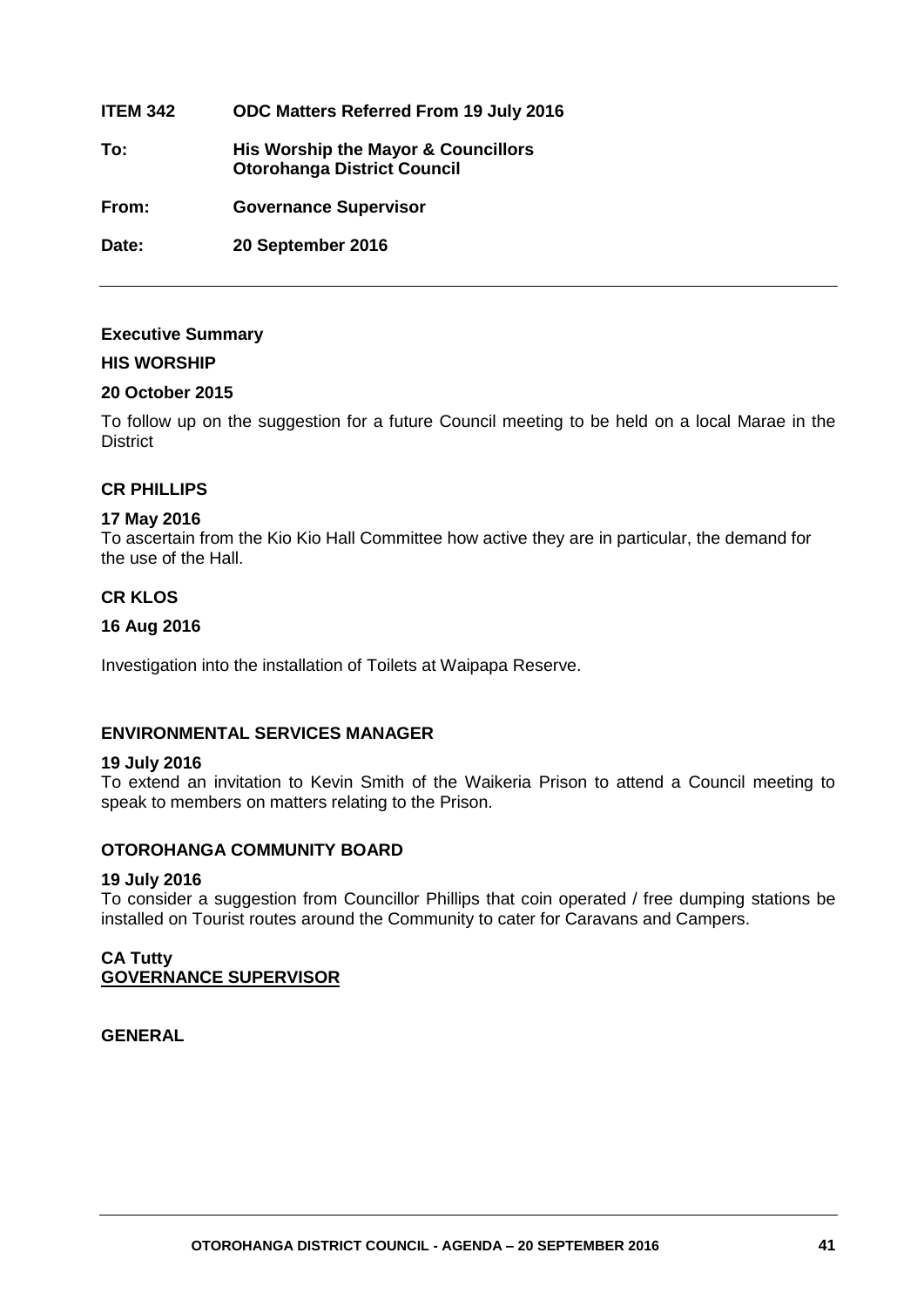**ITEM 342 ODC Matters Referred From 19 July 2016**

**To: His Worship the Mayor & Councillors Otorohanga District Council**

**From: Governance Supervisor**

**Date: 20 September 2016**

---

**Executive Summary**

**HIS WORSHIP**

**20 October 2015**

To follow up on the suggestion for a future Council meeting to be held on a local Marae in the District

**CR PHILLIPS**

**17 May 2016**

To ascertain from the Kio Kio Hall Committee how active they are in particular, the demand for the use of the Hall.

**CR KLOS**

**16 Aug 2016**

Investigation into the installation of Toilets at Waipapa Reserve.

**ENVIRONMENTAL SERVICES MANAGER**

**19 July 2016**

To extend an invitation to Kevin Smith of the Waikeria Prison to attend a Council meeting to speak to members on matters relating to the Prison.

**OTOROHANGA COMMUNITY BOARD**

**19 July 2016**

To consider a suggestion from Councillor Phillips that coin operated / free dumping stations be installed on Tourist routes around the Community to cater for Caravans and Campers.

**CA Tutty**
**GOVERNANCE SUPERVISOR**

**GENERAL**